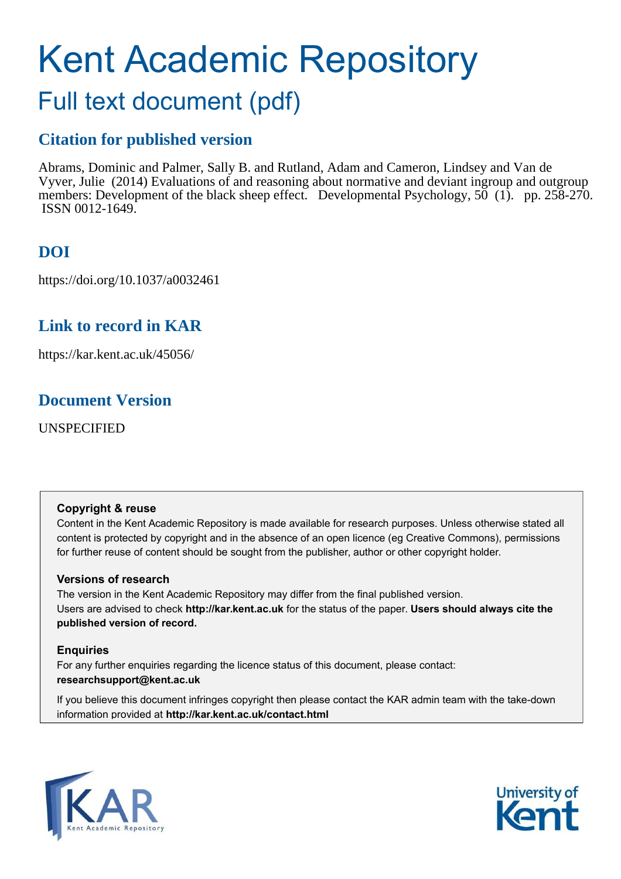# Kent Academic Repository

## Full text document (pdf)

## Citation for published version

Abrams, Dominic and Palmer, Sally B. and Rutland, Adam and Cameron, Lindsey and Van de Vyver, Julie (2014) Evaluations of and reasoning about normative and deviant ingroup and outgroup members: Development of the black sheep effect. Developmental Psychology, 50 (1). pp. 258-270. ISSN 0012-1649.

## DOI

https://doi.org/10.1037/a0032461

## Link to record in KAR

https://kar.kent.ac.uk/45056/

## Document Version

UNSPECIFIED

**Copyright & reuse**

Content in the Kent Academic Repository is made available for research purposes. Unless otherwise stated all content is protected by copyright and in the absence of an open licence (eg Creative Commons), permissions for further reuse of content should be sought from the publisher, author or other copyright holder.

**Versions of research**

The version in the Kent Academic Repository may differ from the final published version. Users are advised to check **http://kar.kent.ac.uk** for the status of the paper. **Users should always cite the published version of record.**

**Enquiries**

For any further enquiries regarding the licence status of this document, please contact: **researchsupport@kent.ac.uk**

If you believe this document infringes copyright then please contact the KAR admin team with the take-down information provided at **http://kar.kent.ac.uk/contact.html**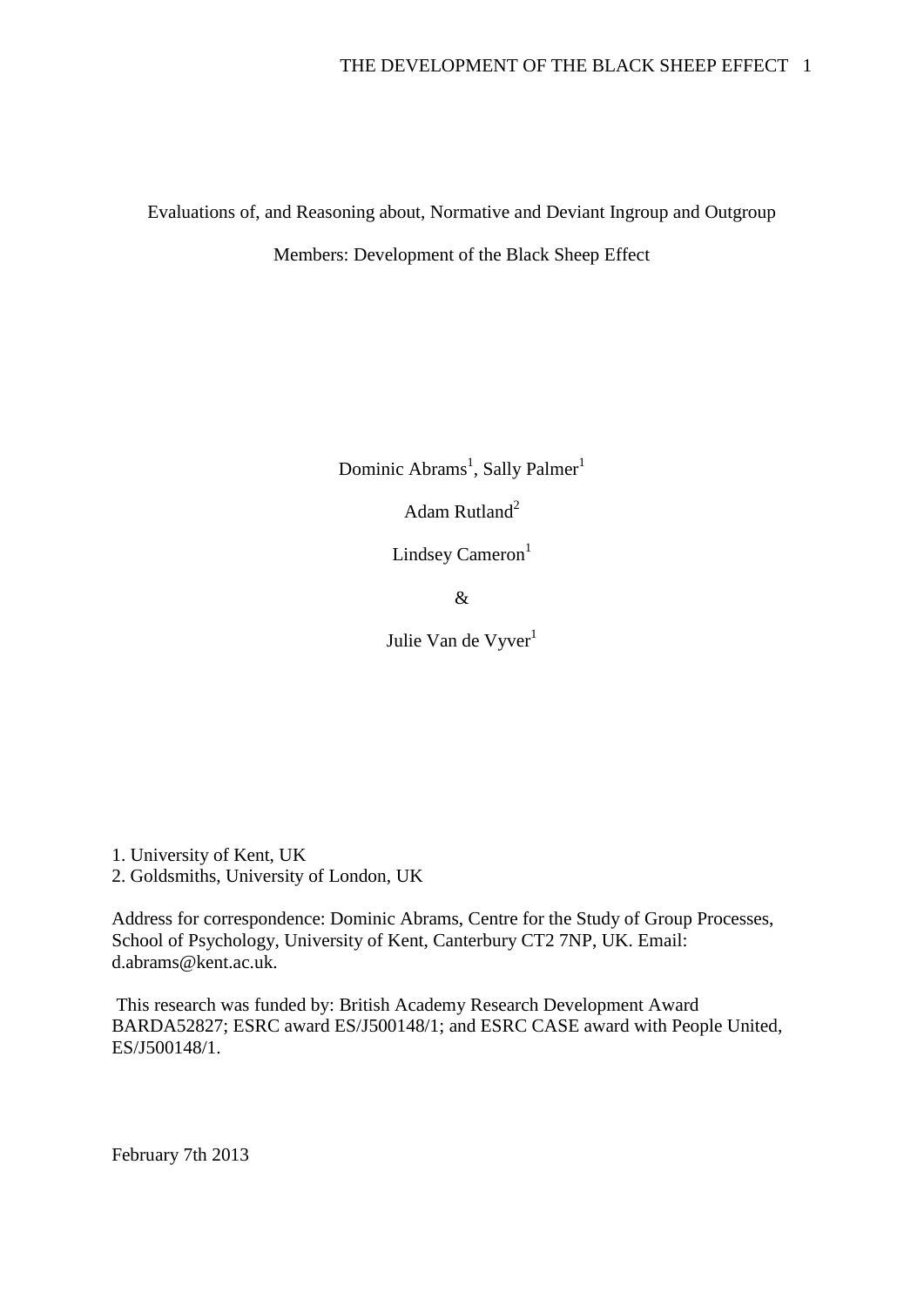# Evaluations of, and Reasoning about, Normative and Deviant Ingroup and Outgroup Members: Development of the Black Sheep Effect

Dominic Abrams[1], Sally Palmer[1]

Adam Rutland[2]

Lindsey Cameron[1]

&

Julie Van de Vyver[1]

1. University of Kent, UK
2. Goldsmiths, University of London, UK

Address for correspondence: Dominic Abrams, Centre for the Study of Group Processes, School of Psychology, University of Kent, Canterbury CT2 7NP, UK. Email: d.abrams@kent.ac.uk.

This research was funded by: British Academy Research Development Award BARDA52827; ESRC award ES/J500148/1; and ESRC CASE award with People United, ES/J500148/1.

February 7th 2013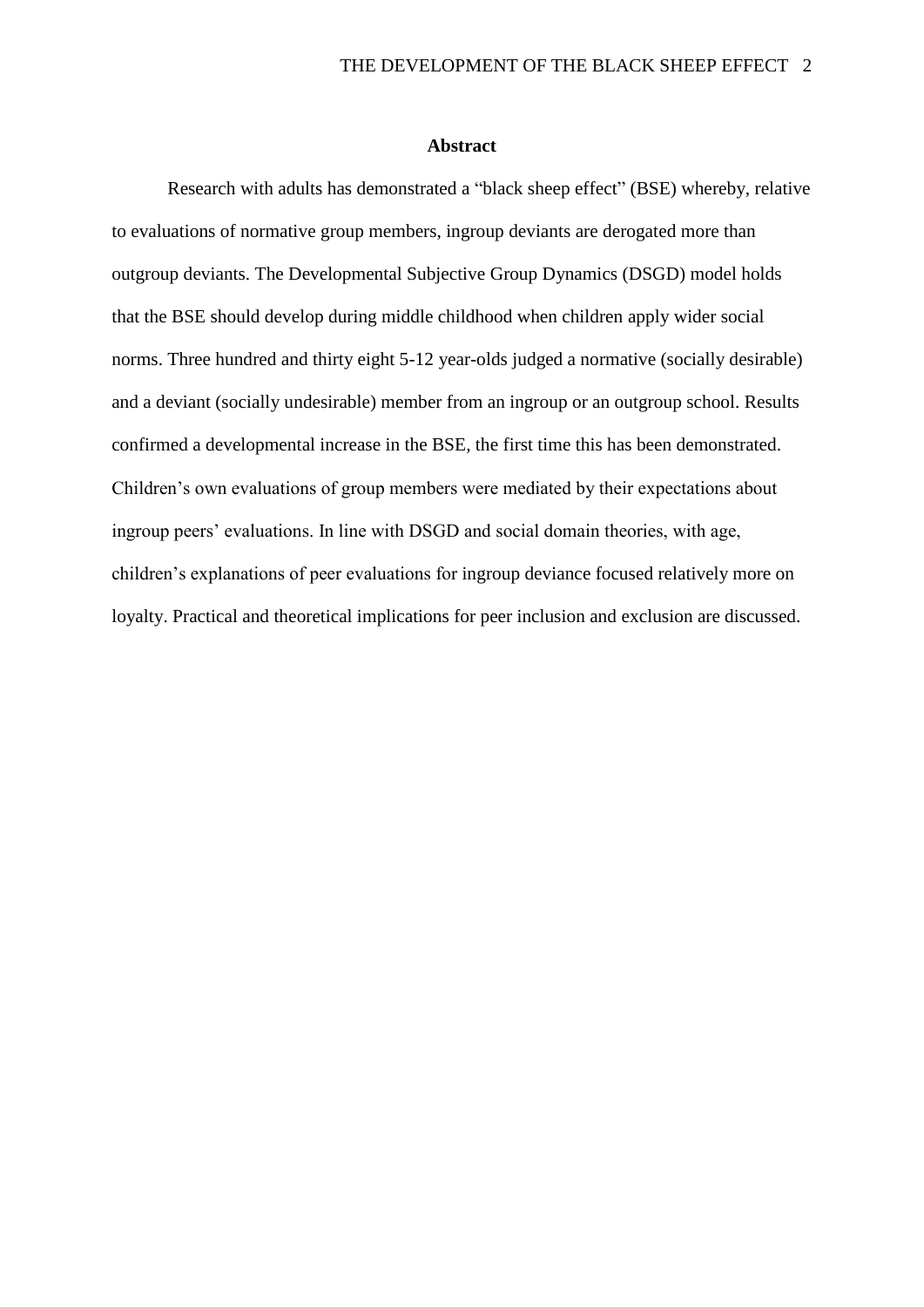## Abstract

Research with adults has demonstrated a “black sheep effect” (BSE) whereby, relative to evaluations of normative group members, ingroup deviants are derogated more than outgroup deviants. The Developmental Subjective Group Dynamics (DSGD) model holds that the BSE should develop during middle childhood when children apply wider social norms. Three hundred and thirty eight 5-12 year-olds judged a normative (socially desirable) and a deviant (socially undesirable) member from an ingroup or an outgroup school. Results confirmed a developmental increase in the BSE, the first time this has been demonstrated. Children’s own evaluations of group members were mediated by their expectations about ingroup peers’ evaluations. In line with DSGD and social domain theories, with age, children’s explanations of peer evaluations for ingroup deviance focused relatively more on loyalty. Practical and theoretical implications for peer inclusion and exclusion are discussed.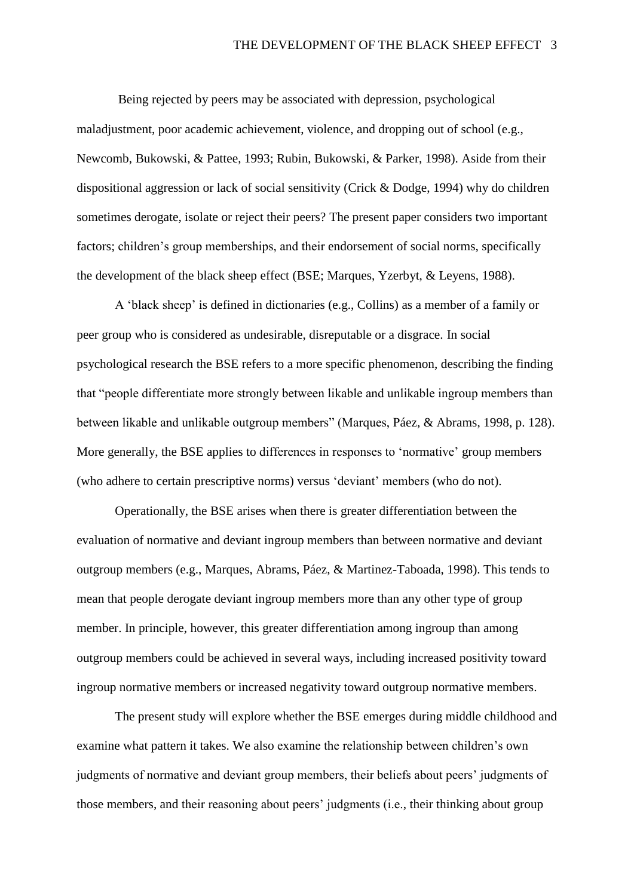Being rejected by peers may be associated with depression, psychological maladjustment, poor academic achievement, violence, and dropping out of school (e.g., Newcomb, Bukowski, & Pattee, 1993; Rubin, Bukowski, & Parker, 1998). Aside from their dispositional aggression or lack of social sensitivity (Crick & Dodge, 1994) why do children sometimes derogate, isolate or reject their peers? The present paper considers two important factors; children's group memberships, and their endorsement of social norms, specifically the development of the black sheep effect (BSE; Marques, Yzerbyt, & Leyens, 1988).

A 'black sheep' is defined in dictionaries (e.g., Collins) as a member of a family or peer group who is considered as undesirable, disreputable or a disgrace. In social psychological research the BSE refers to a more specific phenomenon, describing the finding that "people differentiate more strongly between likable and unlikable ingroup members than between likable and unlikable outgroup members" (Marques, Páez, & Abrams, 1998, p. 128). More generally, the BSE applies to differences in responses to 'normative' group members (who adhere to certain prescriptive norms) versus 'deviant' members (who do not).

Operationally, the BSE arises when there is greater differentiation between the evaluation of normative and deviant ingroup members than between normative and deviant outgroup members (e.g., Marques, Abrams, Páez, & Martinez-Taboada, 1998). This tends to mean that people derogate deviant ingroup members more than any other type of group member. In principle, however, this greater differentiation among ingroup than among outgroup members could be achieved in several ways, including increased positivity toward ingroup normative members or increased negativity toward outgroup normative members.

The present study will explore whether the BSE emerges during middle childhood and examine what pattern it takes. We also examine the relationship between children's own judgments of normative and deviant group members, their beliefs about peers' judgments of those members, and their reasoning about peers' judgments (i.e., their thinking about group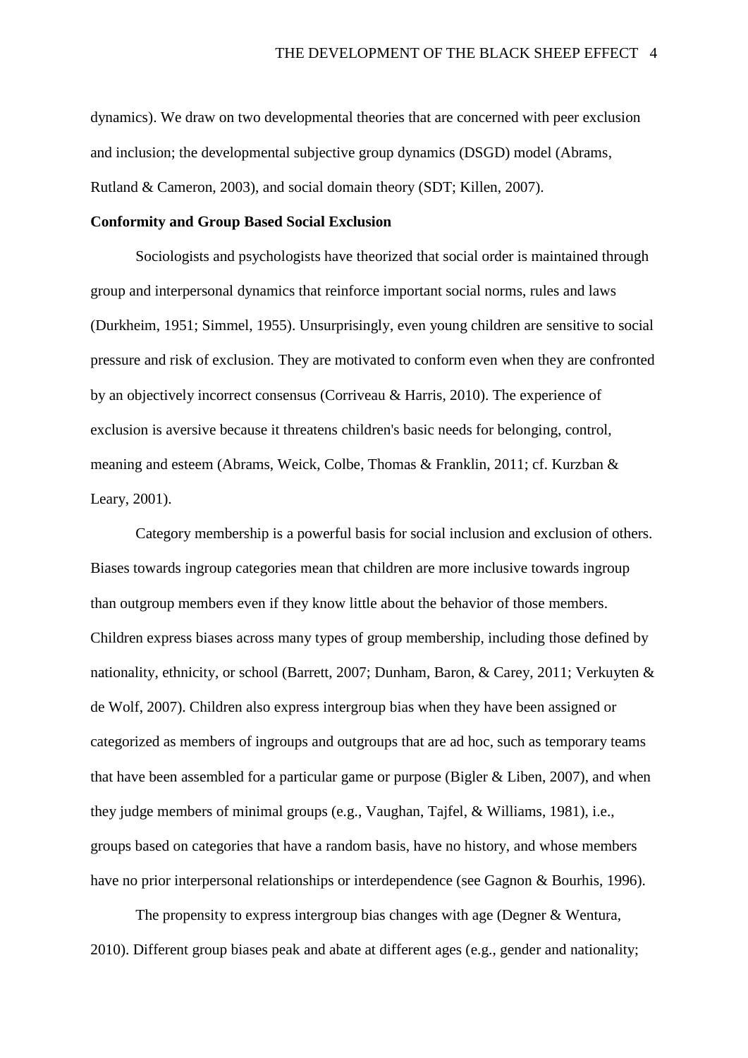dynamics). We draw on two developmental theories that are concerned with peer exclusion and inclusion; the developmental subjective group dynamics (DSGD) model (Abrams, Rutland & Cameron, 2003), and social domain theory (SDT; Killen, 2007).

**Conformity and Group Based Social Exclusion**

Sociologists and psychologists have theorized that social order is maintained through group and interpersonal dynamics that reinforce important social norms, rules and laws (Durkheim, 1951; Simmel, 1955). Unsurprisingly, even young children are sensitive to social pressure and risk of exclusion. They are motivated to conform even when they are confronted by an objectively incorrect consensus (Corriveau & Harris, 2010). The experience of exclusion is aversive because it threatens children's basic needs for belonging, control, meaning and esteem (Abrams, Weick, Colbe, Thomas & Franklin, 2011; cf. Kurzban & Leary, 2001).

Category membership is a powerful basis for social inclusion and exclusion of others. Biases towards ingroup categories mean that children are more inclusive towards ingroup than outgroup members even if they know little about the behavior of those members. Children express biases across many types of group membership, including those defined by nationality, ethnicity, or school (Barrett, 2007; Dunham, Baron, & Carey, 2011; Verkuyten & de Wolf, 2007). Children also express intergroup bias when they have been assigned or categorized as members of ingroups and outgroups that are ad hoc, such as temporary teams that have been assembled for a particular game or purpose (Bigler & Liben, 2007), and when they judge members of minimal groups (e.g., Vaughan, Tajfel, & Williams, 1981), i.e., groups based on categories that have a random basis, have no history, and whose members have no prior interpersonal relationships or interdependence (see Gagnon & Bourhis, 1996).

The propensity to express intergroup bias changes with age (Degner & Wentura, 2010). Different group biases peak and abate at different ages (e.g., gender and nationality;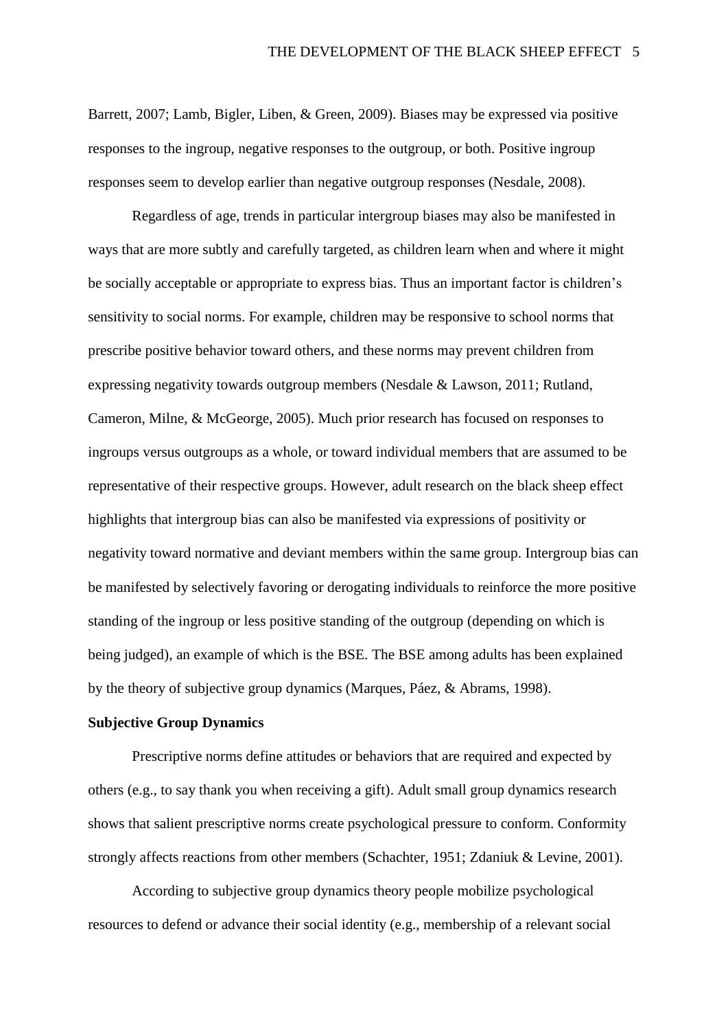Barrett, 2007; Lamb, Bigler, Liben, & Green, 2009). Biases may be expressed via positive responses to the ingroup, negative responses to the outgroup, or both. Positive ingroup responses seem to develop earlier than negative outgroup responses (Nesdale, 2008).

Regardless of age, trends in particular intergroup biases may also be manifested in ways that are more subtly and carefully targeted, as children learn when and where it might be socially acceptable or appropriate to express bias. Thus an important factor is children's sensitivity to social norms. For example, children may be responsive to school norms that prescribe positive behavior toward others, and these norms may prevent children from expressing negativity towards outgroup members (Nesdale & Lawson, 2011; Rutland, Cameron, Milne, & McGeorge, 2005). Much prior research has focused on responses to ingroups versus outgroups as a whole, or toward individual members that are assumed to be representative of their respective groups. However, adult research on the black sheep effect highlights that intergroup bias can also be manifested via expressions of positivity or negativity toward normative and deviant members within the same group. Intergroup bias can be manifested by selectively favoring or derogating individuals to reinforce the more positive standing of the ingroup or less positive standing of the outgroup (depending on which is being judged), an example of which is the BSE. The BSE among adults has been explained by the theory of subjective group dynamics (Marques, Páez, & Abrams, 1998).

**Subjective Group Dynamics**

Prescriptive norms define attitudes or behaviors that are required and expected by others (e.g., to say thank you when receiving a gift). Adult small group dynamics research shows that salient prescriptive norms create psychological pressure to conform. Conformity strongly affects reactions from other members (Schachter, 1951; Zdaniuk & Levine, 2001).

According to subjective group dynamics theory people mobilize psychological resources to defend or advance their social identity (e.g., membership of a relevant social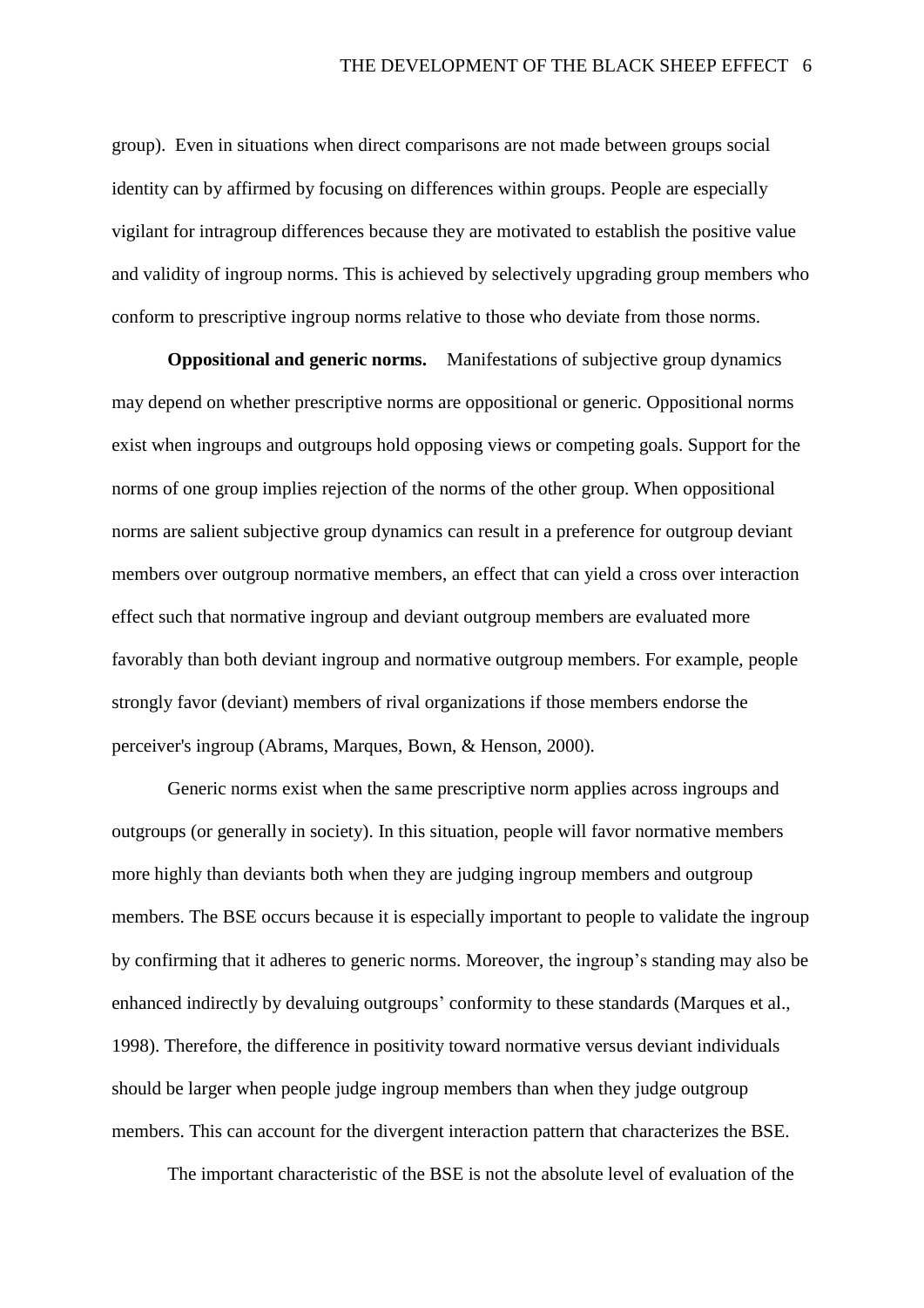group). Even in situations when direct comparisons are not made between groups social identity can by affirmed by focusing on differences within groups. People are especially vigilant for intragroup differences because they are motivated to establish the positive value and validity of ingroup norms. This is achieved by selectively upgrading group members who conform to prescriptive ingroup norms relative to those who deviate from those norms.

**Oppositional and generic norms.** Manifestations of subjective group dynamics may depend on whether prescriptive norms are oppositional or generic. Oppositional norms exist when ingroups and outgroups hold opposing views or competing goals. Support for the norms of one group implies rejection of the norms of the other group. When oppositional norms are salient subjective group dynamics can result in a preference for outgroup deviant members over outgroup normative members, an effect that can yield a cross over interaction effect such that normative ingroup and deviant outgroup members are evaluated more favorably than both deviant ingroup and normative outgroup members. For example, people strongly favor (deviant) members of rival organizations if those members endorse the perceiver's ingroup (Abrams, Marques, Bown, & Henson, 2000).

Generic norms exist when the same prescriptive norm applies across ingroups and outgroups (or generally in society). In this situation, people will favor normative members more highly than deviants both when they are judging ingroup members and outgroup members. The BSE occurs because it is especially important to people to validate the ingroup by confirming that it adheres to generic norms. Moreover, the ingroup's standing may also be enhanced indirectly by devaluing outgroups' conformity to these standards (Marques et al., 1998). Therefore, the difference in positivity toward normative versus deviant individuals should be larger when people judge ingroup members than when they judge outgroup members. This can account for the divergent interaction pattern that characterizes the BSE.

The important characteristic of the BSE is not the absolute level of evaluation of the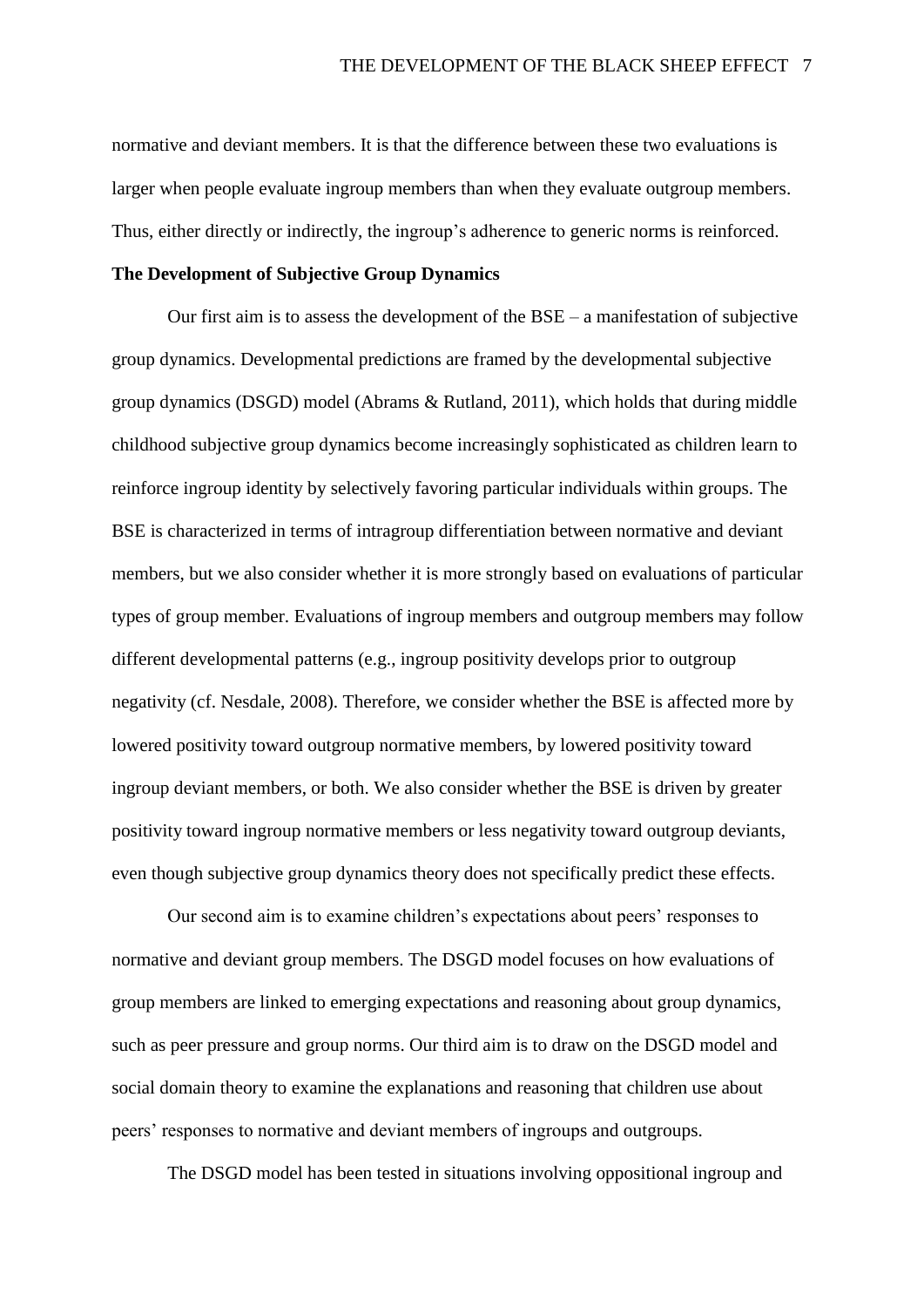normative and deviant members. It is that the difference between these two evaluations is larger when people evaluate ingroup members than when they evaluate outgroup members. Thus, either directly or indirectly, the ingroup's adherence to generic norms is reinforced.

**The Development of Subjective Group Dynamics**

Our first aim is to assess the development of the BSE – a manifestation of subjective group dynamics. Developmental predictions are framed by the developmental subjective group dynamics (DSGD) model (Abrams & Rutland, 2011), which holds that during middle childhood subjective group dynamics become increasingly sophisticated as children learn to reinforce ingroup identity by selectively favoring particular individuals within groups. The BSE is characterized in terms of intragroup differentiation between normative and deviant members, but we also consider whether it is more strongly based on evaluations of particular types of group member. Evaluations of ingroup members and outgroup members may follow different developmental patterns (e.g., ingroup positivity develops prior to outgroup negativity (cf. Nesdale, 2008). Therefore, we consider whether the BSE is affected more by lowered positivity toward outgroup normative members, by lowered positivity toward ingroup deviant members, or both. We also consider whether the BSE is driven by greater positivity toward ingroup normative members or less negativity toward outgroup deviants, even though subjective group dynamics theory does not specifically predict these effects.

Our second aim is to examine children's expectations about peers' responses to normative and deviant group members. The DSGD model focuses on how evaluations of group members are linked to emerging expectations and reasoning about group dynamics, such as peer pressure and group norms. Our third aim is to draw on the DSGD model and social domain theory to examine the explanations and reasoning that children use about peers' responses to normative and deviant members of ingroups and outgroups.

The DSGD model has been tested in situations involving oppositional ingroup and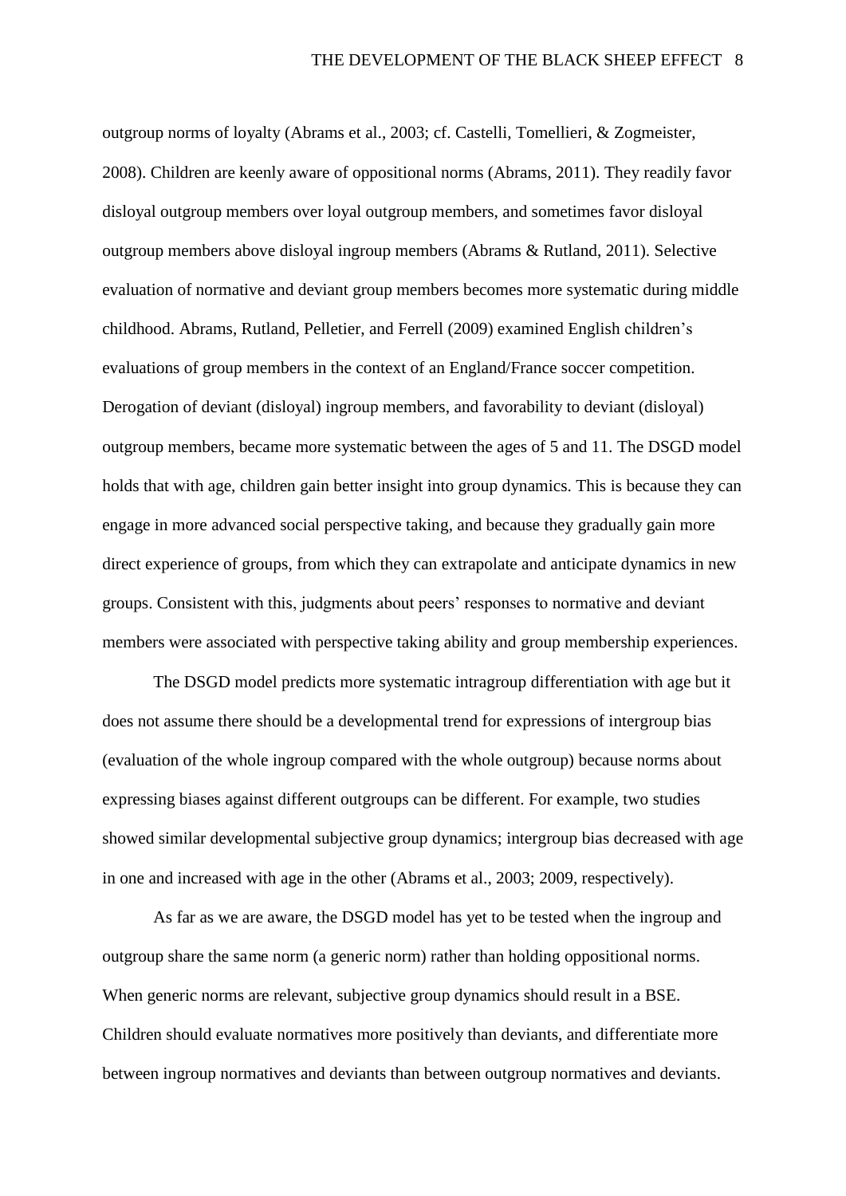outgroup norms of loyalty (Abrams et al., 2003; cf. Castelli, Tomellieri, & Zogmeister, 2008). Children are keenly aware of oppositional norms (Abrams, 2011). They readily favor disloyal outgroup members over loyal outgroup members, and sometimes favor disloyal outgroup members above disloyal ingroup members (Abrams & Rutland, 2011). Selective evaluation of normative and deviant group members becomes more systematic during middle childhood. Abrams, Rutland, Pelletier, and Ferrell (2009) examined English children's evaluations of group members in the context of an England/France soccer competition. Derogation of deviant (disloyal) ingroup members, and favorability to deviant (disloyal) outgroup members, became more systematic between the ages of 5 and 11. The DSGD model holds that with age, children gain better insight into group dynamics. This is because they can engage in more advanced social perspective taking, and because they gradually gain more direct experience of groups, from which they can extrapolate and anticipate dynamics in new groups. Consistent with this, judgments about peers' responses to normative and deviant members were associated with perspective taking ability and group membership experiences.

The DSGD model predicts more systematic intragroup differentiation with age but it does not assume there should be a developmental trend for expressions of intergroup bias (evaluation of the whole ingroup compared with the whole outgroup) because norms about expressing biases against different outgroups can be different. For example, two studies showed similar developmental subjective group dynamics; intergroup bias decreased with age in one and increased with age in the other (Abrams et al., 2003; 2009, respectively).

As far as we are aware, the DSGD model has yet to be tested when the ingroup and outgroup share the same norm (a generic norm) rather than holding oppositional norms. When generic norms are relevant, subjective group dynamics should result in a BSE. Children should evaluate normatives more positively than deviants, and differentiate more between ingroup normatives and deviants than between outgroup normatives and deviants.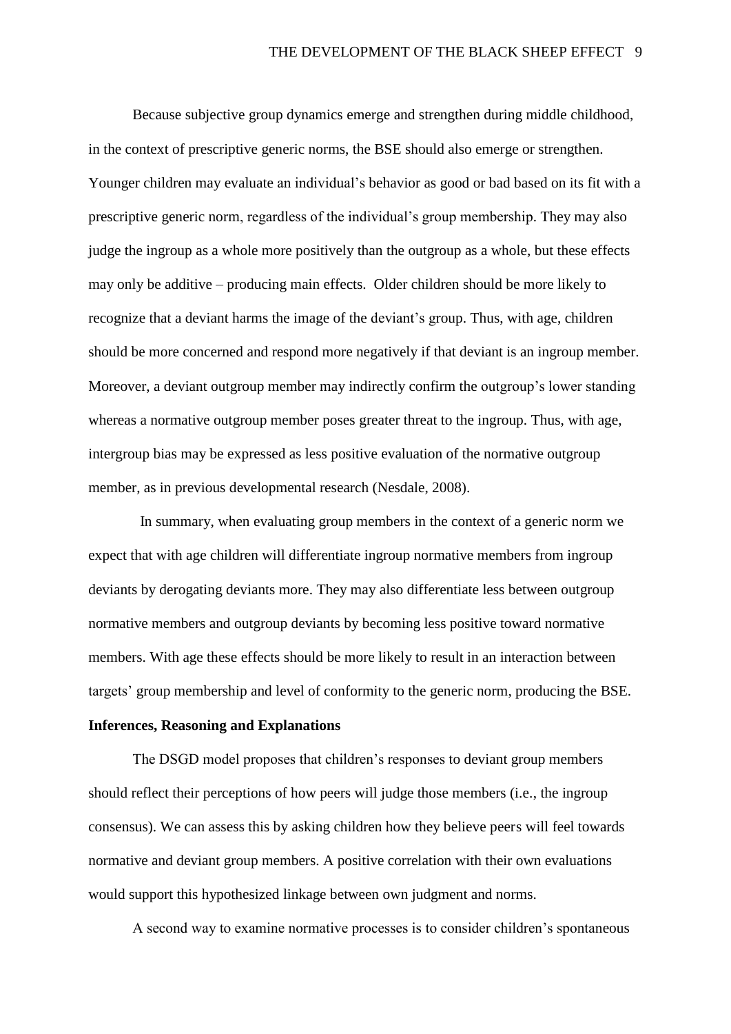Because subjective group dynamics emerge and strengthen during middle childhood, in the context of prescriptive generic norms, the BSE should also emerge or strengthen. Younger children may evaluate an individual's behavior as good or bad based on its fit with a prescriptive generic norm, regardless of the individual's group membership. They may also judge the ingroup as a whole more positively than the outgroup as a whole, but these effects may only be additive – producing main effects. Older children should be more likely to recognize that a deviant harms the image of the deviant's group. Thus, with age, children should be more concerned and respond more negatively if that deviant is an ingroup member. Moreover, a deviant outgroup member may indirectly confirm the outgroup's lower standing whereas a normative outgroup member poses greater threat to the ingroup. Thus, with age, intergroup bias may be expressed as less positive evaluation of the normative outgroup member, as in previous developmental research (Nesdale, 2008).

In summary, when evaluating group members in the context of a generic norm we expect that with age children will differentiate ingroup normative members from ingroup deviants by derogating deviants more. They may also differentiate less between outgroup normative members and outgroup deviants by becoming less positive toward normative members. With age these effects should be more likely to result in an interaction between targets' group membership and level of conformity to the generic norm, producing the BSE.

**Inferences, Reasoning and Explanations**

The DSGD model proposes that children's responses to deviant group members should reflect their perceptions of how peers will judge those members (i.e., the ingroup consensus). We can assess this by asking children how they believe peers will feel towards normative and deviant group members. A positive correlation with their own evaluations would support this hypothesized linkage between own judgment and norms.

A second way to examine normative processes is to consider children's spontaneous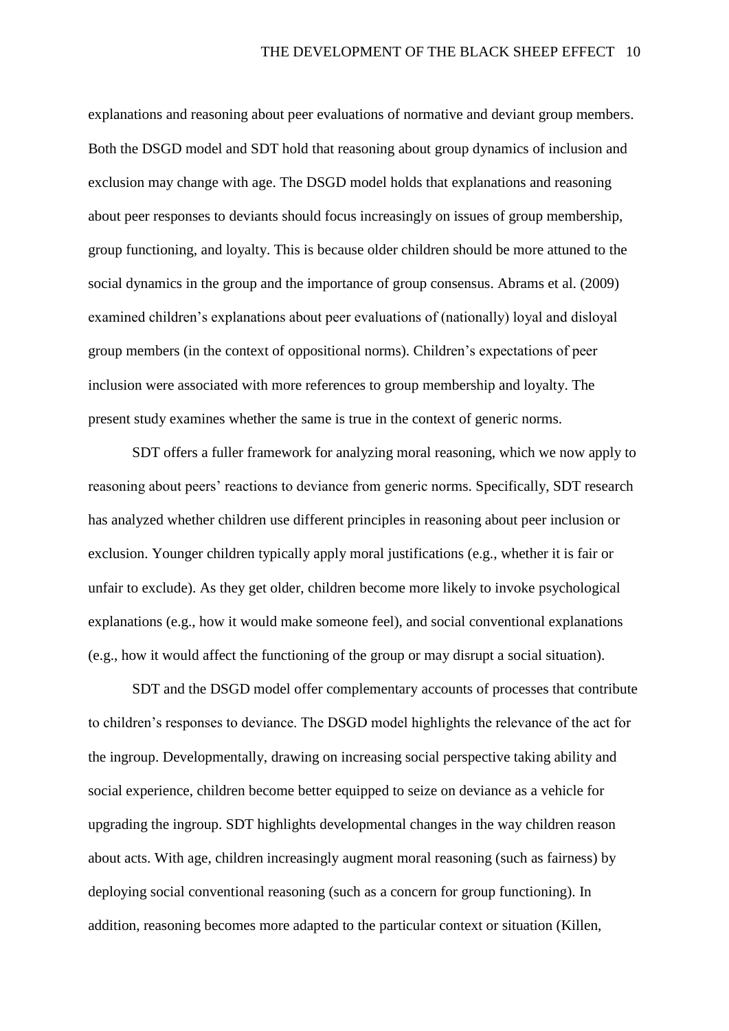explanations and reasoning about peer evaluations of normative and deviant group members. Both the DSGD model and SDT hold that reasoning about group dynamics of inclusion and exclusion may change with age. The DSGD model holds that explanations and reasoning about peer responses to deviants should focus increasingly on issues of group membership, group functioning, and loyalty. This is because older children should be more attuned to the social dynamics in the group and the importance of group consensus. Abrams et al. (2009) examined children's explanations about peer evaluations of (nationally) loyal and disloyal group members (in the context of oppositional norms). Children's expectations of peer inclusion were associated with more references to group membership and loyalty. The present study examines whether the same is true in the context of generic norms.

SDT offers a fuller framework for analyzing moral reasoning, which we now apply to reasoning about peers' reactions to deviance from generic norms. Specifically, SDT research has analyzed whether children use different principles in reasoning about peer inclusion or exclusion. Younger children typically apply moral justifications (e.g., whether it is fair or unfair to exclude). As they get older, children become more likely to invoke psychological explanations (e.g., how it would make someone feel), and social conventional explanations (e.g., how it would affect the functioning of the group or may disrupt a social situation).

SDT and the DSGD model offer complementary accounts of processes that contribute to children's responses to deviance. The DSGD model highlights the relevance of the act for the ingroup. Developmentally, drawing on increasing social perspective taking ability and social experience, children become better equipped to seize on deviance as a vehicle for upgrading the ingroup. SDT highlights developmental changes in the way children reason about acts. With age, children increasingly augment moral reasoning (such as fairness) by deploying social conventional reasoning (such as a concern for group functioning). In addition, reasoning becomes more adapted to the particular context or situation (Killen,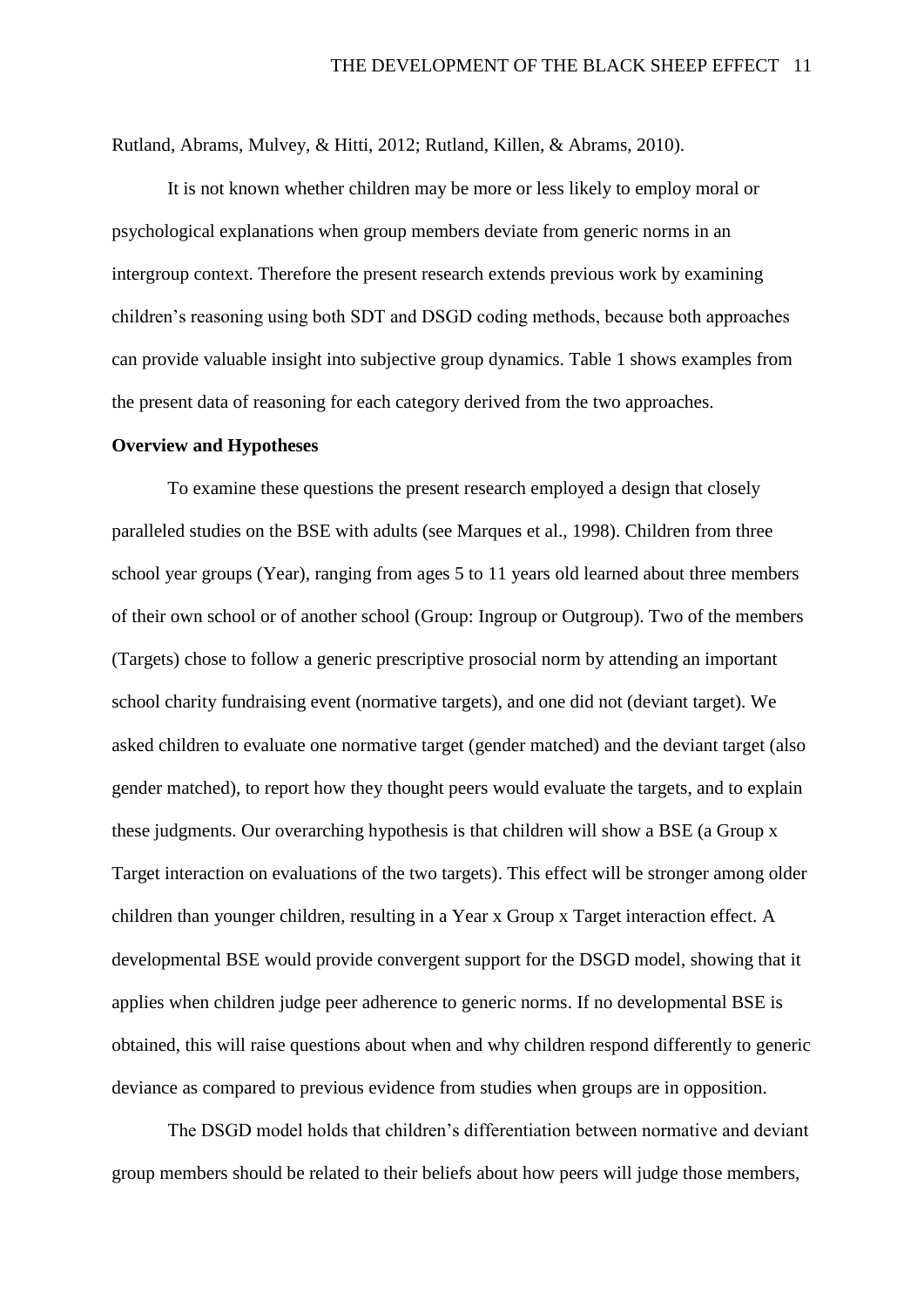Rutland, Abrams, Mulvey, & Hitti, 2012; Rutland, Killen, & Abrams, 2010).

It is not known whether children may be more or less likely to employ moral or psychological explanations when group members deviate from generic norms in an intergroup context. Therefore the present research extends previous work by examining children's reasoning using both SDT and DSGD coding methods, because both approaches can provide valuable insight into subjective group dynamics. Table 1 shows examples from the present data of reasoning for each category derived from the two approaches.

**Overview and Hypotheses**

To examine these questions the present research employed a design that closely paralleled studies on the BSE with adults (see Marques et al., 1998). Children from three school year groups (Year), ranging from ages 5 to 11 years old learned about three members of their own school or of another school (Group: Ingroup or Outgroup). Two of the members (Targets) chose to follow a generic prescriptive prosocial norm by attending an important school charity fundraising event (normative targets), and one did not (deviant target). We asked children to evaluate one normative target (gender matched) and the deviant target (also gender matched), to report how they thought peers would evaluate the targets, and to explain these judgments. Our overarching hypothesis is that children will show a BSE (a Group x Target interaction on evaluations of the two targets). This effect will be stronger among older children than younger children, resulting in a Year x Group x Target interaction effect. A developmental BSE would provide convergent support for the DSGD model, showing that it applies when children judge peer adherence to generic norms. If no developmental BSE is obtained, this will raise questions about when and why children respond differently to generic deviance as compared to previous evidence from studies when groups are in opposition.

The DSGD model holds that children's differentiation between normative and deviant group members should be related to their beliefs about how peers will judge those members,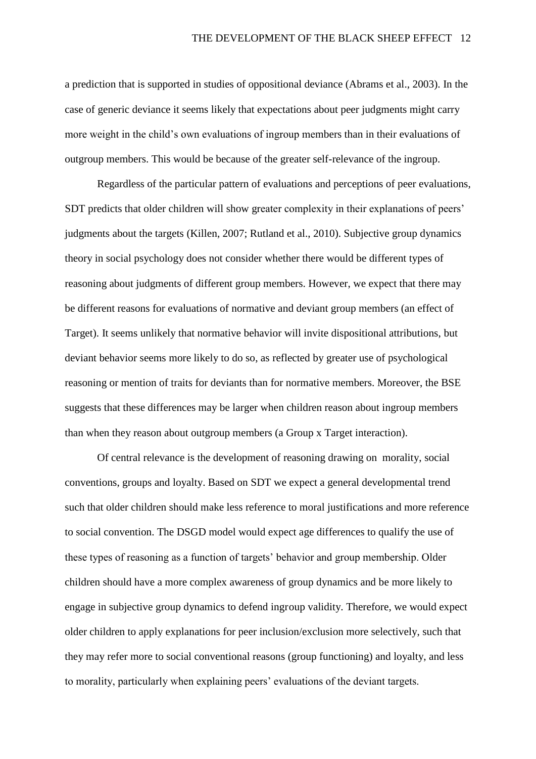a prediction that is supported in studies of oppositional deviance (Abrams et al., 2003). In the case of generic deviance it seems likely that expectations about peer judgments might carry more weight in the child's own evaluations of ingroup members than in their evaluations of outgroup members. This would be because of the greater self-relevance of the ingroup.

Regardless of the particular pattern of evaluations and perceptions of peer evaluations, SDT predicts that older children will show greater complexity in their explanations of peers' judgments about the targets (Killen, 2007; Rutland et al., 2010). Subjective group dynamics theory in social psychology does not consider whether there would be different types of reasoning about judgments of different group members. However, we expect that there may be different reasons for evaluations of normative and deviant group members (an effect of Target). It seems unlikely that normative behavior will invite dispositional attributions, but deviant behavior seems more likely to do so, as reflected by greater use of psychological reasoning or mention of traits for deviants than for normative members. Moreover, the BSE suggests that these differences may be larger when children reason about ingroup members than when they reason about outgroup members (a Group x Target interaction).

Of central relevance is the development of reasoning drawing on morality, social conventions, groups and loyalty. Based on SDT we expect a general developmental trend such that older children should make less reference to moral justifications and more reference to social convention. The DSGD model would expect age differences to qualify the use of these types of reasoning as a function of targets' behavior and group membership. Older children should have a more complex awareness of group dynamics and be more likely to engage in subjective group dynamics to defend ingroup validity. Therefore, we would expect older children to apply explanations for peer inclusion/exclusion more selectively, such that they may refer more to social conventional reasons (group functioning) and loyalty, and less to morality, particularly when explaining peers' evaluations of the deviant targets.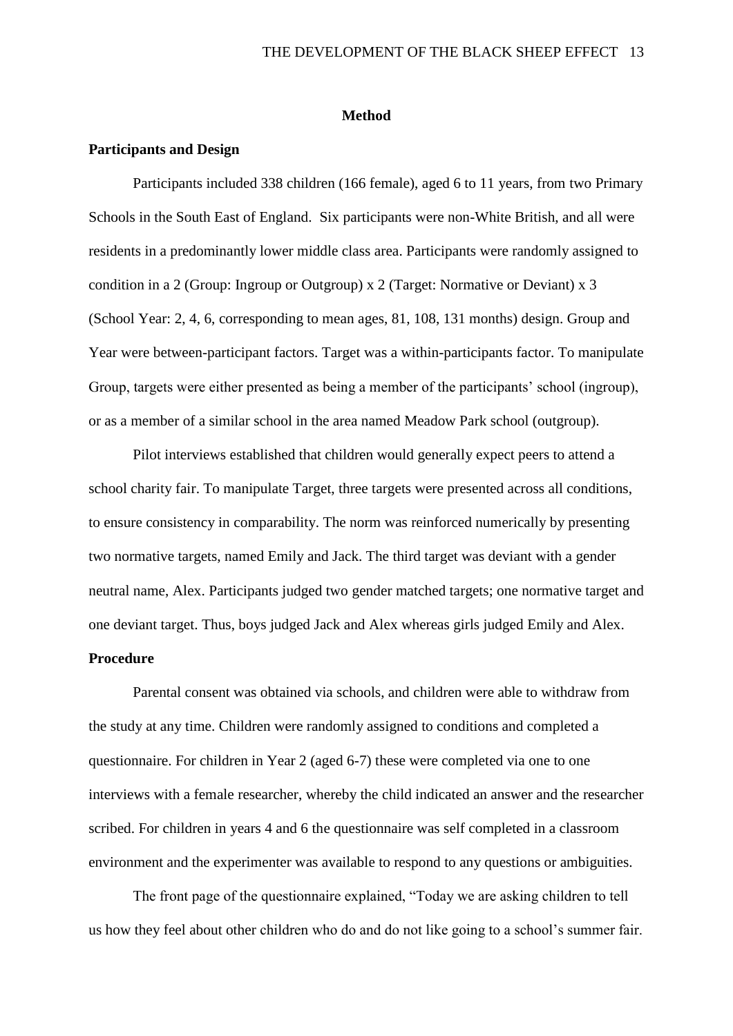## Method

### Participants and Design

Participants included 338 children (166 female), aged 6 to 11 years, from two Primary Schools in the South East of England. Six participants were non-White British, and all were residents in a predominantly lower middle class area. Participants were randomly assigned to condition in a 2 (Group: Ingroup or Outgroup) x 2 (Target: Normative or Deviant) x 3 (School Year: 2, 4, 6, corresponding to mean ages, 81, 108, 131 months) design. Group and Year were between-participant factors. Target was a within-participants factor. To manipulate Group, targets were either presented as being a member of the participants' school (ingroup), or as a member of a similar school in the area named Meadow Park school (outgroup).

Pilot interviews established that children would generally expect peers to attend a school charity fair. To manipulate Target, three targets were presented across all conditions, to ensure consistency in comparability. The norm was reinforced numerically by presenting two normative targets, named Emily and Jack. The third target was deviant with a gender neutral name, Alex. Participants judged two gender matched targets; one normative target and one deviant target. Thus, boys judged Jack and Alex whereas girls judged Emily and Alex.

### Procedure

Parental consent was obtained via schools, and children were able to withdraw from the study at any time. Children were randomly assigned to conditions and completed a questionnaire. For children in Year 2 (aged 6-7) these were completed via one to one interviews with a female researcher, whereby the child indicated an answer and the researcher scribed. For children in years 4 and 6 the questionnaire was self completed in a classroom environment and the experimenter was available to respond to any questions or ambiguities.

The front page of the questionnaire explained, "Today we are asking children to tell us how they feel about other children who do and do not like going to a school's summer fair.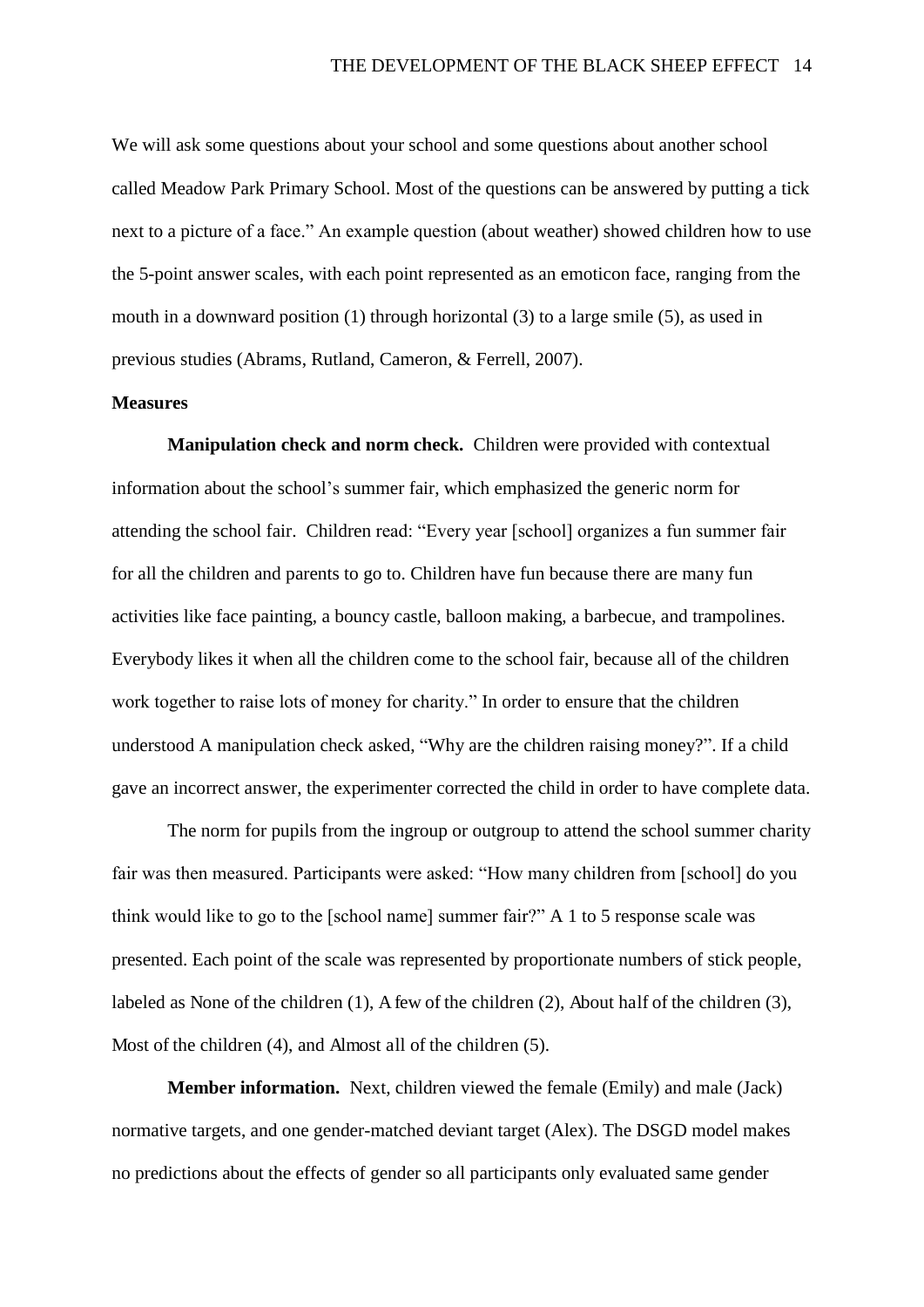We will ask some questions about your school and some questions about another school called Meadow Park Primary School. Most of the questions can be answered by putting a tick next to a picture of a face." An example question (about weather) showed children how to use the 5-point answer scales, with each point represented as an emoticon face, ranging from the mouth in a downward position (1) through horizontal (3) to a large smile (5), as used in previous studies (Abrams, Rutland, Cameron, & Ferrell, 2007).

**Measures**

**Manipulation check and norm check.** Children were provided with contextual information about the school's summer fair, which emphasized the generic norm for attending the school fair. Children read: "Every year [school] organizes a fun summer fair for all the children and parents to go to. Children have fun because there are many fun activities like face painting, a bouncy castle, balloon making, a barbecue, and trampolines. Everybody likes it when all the children come to the school fair, because all of the children work together to raise lots of money for charity." In order to ensure that the children understood A manipulation check asked, "Why are the children raising money?". If a child gave an incorrect answer, the experimenter corrected the child in order to have complete data.

The norm for pupils from the ingroup or outgroup to attend the school summer charity fair was then measured. Participants were asked: "How many children from [school] do you think would like to go to the [school name] summer fair?" A 1 to 5 response scale was presented. Each point of the scale was represented by proportionate numbers of stick people, labeled as None of the children (1), A few of the children (2), About half of the children (3), Most of the children (4), and Almost all of the children (5).

**Member information.** Next, children viewed the female (Emily) and male (Jack) normative targets, and one gender-matched deviant target (Alex). The DSGD model makes no predictions about the effects of gender so all participants only evaluated same gender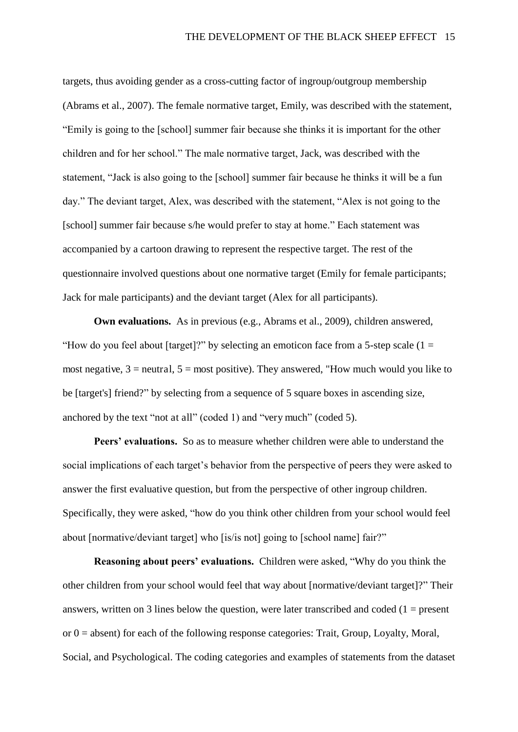targets, thus avoiding gender as a cross-cutting factor of ingroup/outgroup membership (Abrams et al., 2007). The female normative target, Emily, was described with the statement, "Emily is going to the [school] summer fair because she thinks it is important for the other children and for her school." The male normative target, Jack, was described with the statement, "Jack is also going to the [school] summer fair because he thinks it will be a fun day." The deviant target, Alex, was described with the statement, "Alex is not going to the [school] summer fair because s/he would prefer to stay at home." Each statement was accompanied by a cartoon drawing to represent the respective target. The rest of the questionnaire involved questions about one normative target (Emily for female participants; Jack for male participants) and the deviant target (Alex for all participants).

**Own evaluations.** As in previous (e.g., Abrams et al., 2009), children answered, "How do you feel about [target]?" by selecting an emoticon face from a 5-step scale (1 = most negative, 3 = neutral, 5 = most positive). They answered, "How much would you like to be [target's] friend?" by selecting from a sequence of 5 square boxes in ascending size, anchored by the text "not at all" (coded 1) and "very much" (coded 5).

**Peers' evaluations.** So as to measure whether children were able to understand the social implications of each target's behavior from the perspective of peers they were asked to answer the first evaluative question, but from the perspective of other ingroup children. Specifically, they were asked, "how do you think other children from your school would feel about [normative/deviant target] who [is/is not] going to [school name] fair?"

**Reasoning about peers' evaluations.** Children were asked, "Why do you think the other children from your school would feel that way about [normative/deviant target]?" Their answers, written on 3 lines below the question, were later transcribed and coded (1 = present or 0 = absent) for each of the following response categories: Trait, Group, Loyalty, Moral, Social, and Psychological. The coding categories and examples of statements from the dataset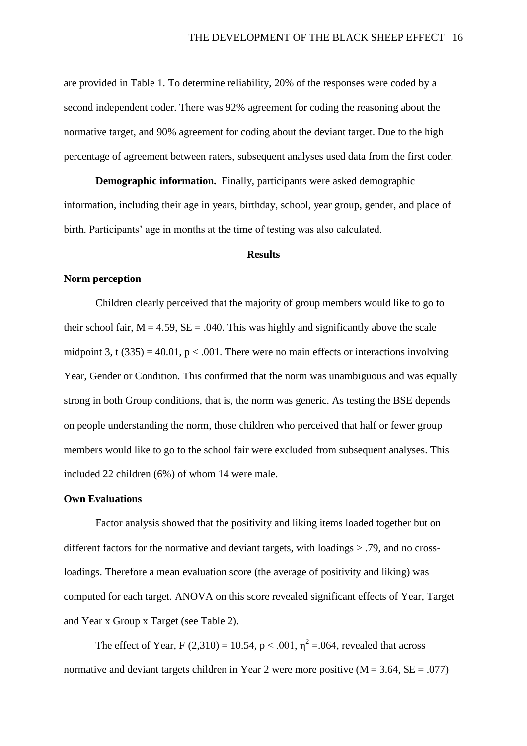are provided in Table 1. To determine reliability, 20% of the responses were coded by a second independent coder. There was 92% agreement for coding the reasoning about the normative target, and 90% agreement for coding about the deviant target. Due to the high percentage of agreement between raters, subsequent analyses used data from the first coder.

**Demographic information.** Finally, participants were asked demographic information, including their age in years, birthday, school, year group, gender, and place of birth. Participants' age in months at the time of testing was also calculated.

## Results

### Norm perception

Children clearly perceived that the majority of group members would like to go to their school fair, $M = 4.59$, $SE = .040$. This was highly and significantly above the scale midpoint 3, $t(335) = 40.01$, $p < .001$. There were no main effects or interactions involving Year, Gender or Condition. This confirmed that the norm was unambiguous and was equally strong in both Group conditions, that is, the norm was generic. As testing the BSE depends on people understanding the norm, those children who perceived that half or fewer group members would like to go to the school fair were excluded from subsequent analyses. This included 22 children (6%) of whom 14 were male.

### Own Evaluations

Factor analysis showed that the positivity and liking items loaded together but on different factors for the normative and deviant targets, with loadings > .79, and no cross-loadings. Therefore a mean evaluation score (the average of positivity and liking) was computed for each target. ANOVA on this score revealed significant effects of Year, Target and Year x Group x Target (see Table 2).

The effect of Year, $F(2,310) = 10.54$, $p < .001$, $\eta^2 = .064$, revealed that across normative and deviant targets children in Year 2 were more positive ($M = 3.64$, $SE = .077$)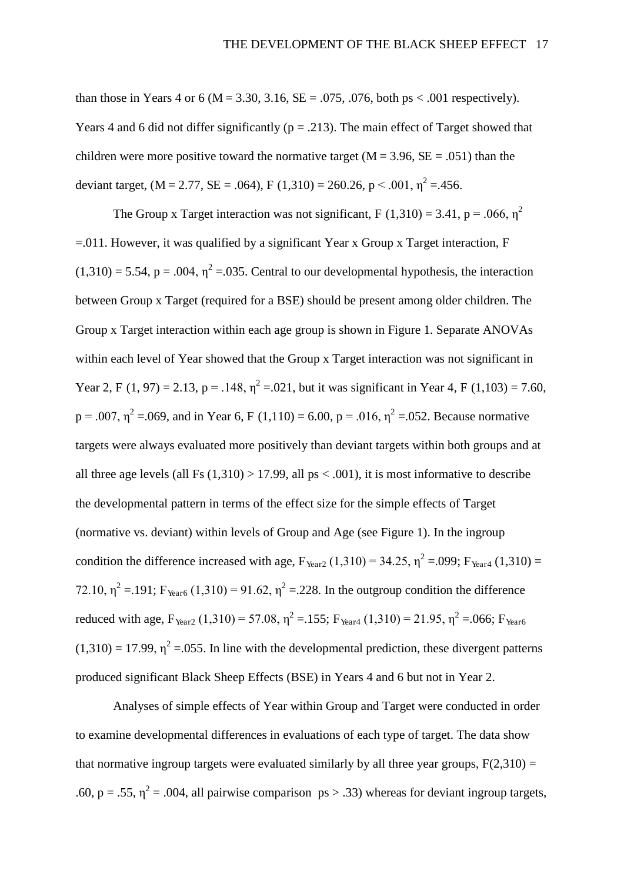than those in Years 4 or 6 (M = 3.30, 3.16, SE = .075, .076, both ps < .001 respectively). Years 4 and 6 did not differ significantly (p = .213). The main effect of Target showed that children were more positive toward the normative target (M = 3.96, SE = .051) than the deviant target, (M = 2.77, SE = .064), $F(1,310) = 260.26$, $p < .001$, $\eta^2 = .456$.

The Group x Target interaction was not significant, $F(1,310) = 3.41$, $p = .066$, $\eta^2 = .011$. However, it was qualified by a significant Year x Group x Target interaction, $F(1,310) = 5.54$, $p = .004$, $\eta^2 = .035$. Central to our developmental hypothesis, the interaction between Group x Target (required for a BSE) should be present among older children. The Group x Target interaction within each age group is shown in Figure 1. Separate ANOVAs within each level of Year showed that the Group x Target interaction was not significant in Year 2, $F(1, 97) = 2.13$, $p = .148$, $\eta^2 = .021$, but it was significant in Year 4, $F(1,103) = 7.60$, $p = .007$, $\eta^2 = .069$, and in Year 6, $F(1,110) = 6.00$, $p = .016$, $\eta^2 = .052$. Because normative targets were always evaluated more positively than deviant targets within both groups and at all three age levels (all Fs $(1,310) > 17.99$, all ps $< .001$), it is most informative to describe the developmental pattern in terms of the effect size for the simple effects of Target (normative vs. deviant) within levels of Group and Age (see Figure 1). In the ingroup condition the difference increased with age, $F_{Year2}(1,310) = 34.25$, $\eta^2 = .099$; $F_{Year4}(1,310) = 72.10$, $\eta^2 = .191$; $F_{Year6}(1,310) = 91.62$, $\eta^2 = .228$. In the outgroup condition the difference reduced with age, $F_{Year2}(1,310) = 57.08$, $\eta^2 = .155$; $F_{Year4}(1,310) = 21.95$, $\eta^2 = .066$; $F_{Year6}(1,310) = 17.99$, $\eta^2 = .055$. In line with the developmental prediction, these divergent patterns produced significant Black Sheep Effects (BSE) in Years 4 and 6 but not in Year 2.

Analyses of simple effects of Year within Group and Target were conducted in order to examine developmental differences in evaluations of each type of target. The data show that normative ingroup targets were evaluated similarly by all three year groups, $F(2,310) = .60$, $p = .55$, $\eta^2 = .004$, all pairwise comparison ps $> .33$) whereas for deviant ingroup targets,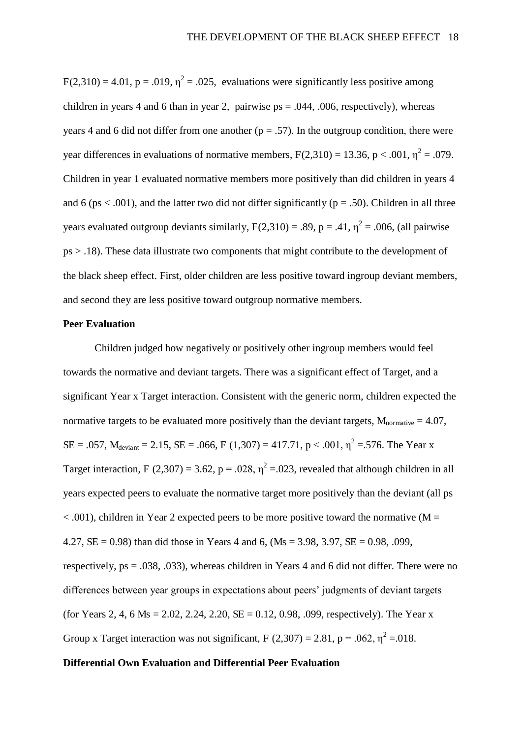$F(2,310) = 4.01$, $p = .019$, $\eta^2 = .025$, evaluations were significantly less positive among children in years 4 and 6 than in year 2, pairwise ps = .044, .006, respectively), whereas years 4 and 6 did not differ from one another ($p = .57$). In the outgroup condition, there were year differences in evaluations of normative members, $F(2,310) = 13.36$, $p < .001$, $\eta^2 = .079$. Children in year 1 evaluated normative members more positively than did children in years 4 and 6 (ps < .001), and the latter two did not differ significantly ($p = .50$). Children in all three years evaluated outgroup deviants similarly, $F(2,310) = .89$, $p = .41$, $\eta^2 = .006$, (all pairwise ps > .18). These data illustrate two components that might contribute to the development of the black sheep effect. First, older children are less positive toward ingroup deviant members, and second they are less positive toward outgroup normative members.

**Peer Evaluation**

Children judged how negatively or positively other ingroup members would feel towards the normative and deviant targets. There was a significant effect of Target, and a significant Year x Target interaction. Consistent with the generic norm, children expected the normative targets to be evaluated more positively than the deviant targets, $M_{normative} = 4.07$, SE = .057, $M_{deviant} = 2.15$, SE = .066, $F(1,307) = 417.71$, $p < .001$, $\eta^2 = .576$. The Year x Target interaction, $F(2,307) = 3.62$, $p = .028$, $\eta^2 = .023$, revealed that although children in all years expected peers to evaluate the normative target more positively than the deviant (all ps < .001), children in Year 2 expected peers to be more positive toward the normative (M = 4.27, SE = 0.98) than did those in Years 4 and 6, (Ms = 3.98, 3.97, SE = 0.98, .099, respectively, ps = .038, .033), whereas children in Years 4 and 6 did not differ. There were no differences between year groups in expectations about peers' judgments of deviant targets (for Years 2, 4, 6 Ms = 2.02, 2.24, 2.20, SE = 0.12, 0.98, .099, respectively). The Year x Group x Target interaction was not significant, $F(2,307) = 2.81$, $p = .062$, $\eta^2 = .018$.

**Differential Own Evaluation and Differential Peer Evaluation**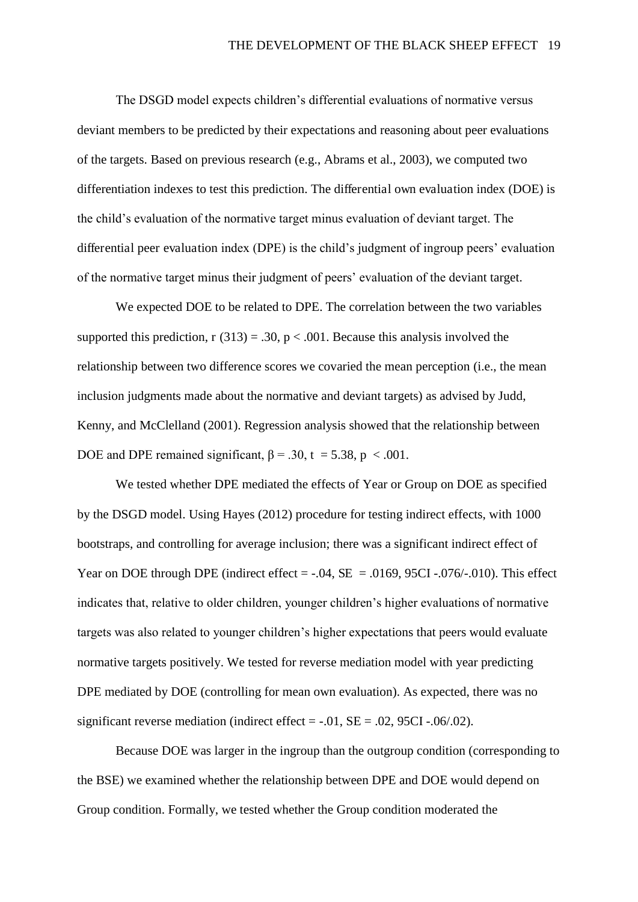The DSGD model expects children's differential evaluations of normative versus deviant members to be predicted by their expectations and reasoning about peer evaluations of the targets. Based on previous research (e.g., Abrams et al., 2003), we computed two differentiation indexes to test this prediction. The differential own evaluation index (DOE) is the child's evaluation of the normative target minus evaluation of deviant target. The differential peer evaluation index (DPE) is the child's judgment of ingroup peers' evaluation of the normative target minus their judgment of peers' evaluation of the deviant target.

We expected DOE to be related to DPE. The correlation between the two variables supported this prediction, $r(313) = .30$, $p < .001$. Because this analysis involved the relationship between two difference scores we covaried the mean perception (i.e., the mean inclusion judgments made about the normative and deviant targets) as advised by Judd, Kenny, and McClelland (2001). Regression analysis showed that the relationship between DOE and DPE remained significant, $\beta = .30$, $t = 5.38$, $p < .001$.

We tested whether DPE mediated the effects of Year or Group on DOE as specified by the DSGD model. Using Hayes (2012) procedure for testing indirect effects, with 1000 bootstraps, and controlling for average inclusion; there was a significant indirect effect of Year on DOE through DPE (indirect effect = -.04, SE = .0169, 95CI -.076/-.010). This effect indicates that, relative to older children, younger children's higher evaluations of normative targets was also related to younger children's higher expectations that peers would evaluate normative targets positively. We tested for reverse mediation model with year predicting DPE mediated by DOE (controlling for mean own evaluation). As expected, there was no significant reverse mediation (indirect effect = -.01, SE = .02, 95CI -.06/.02).

Because DOE was larger in the ingroup than the outgroup condition (corresponding to the BSE) we examined whether the relationship between DPE and DOE would depend on Group condition. Formally, we tested whether the Group condition moderated the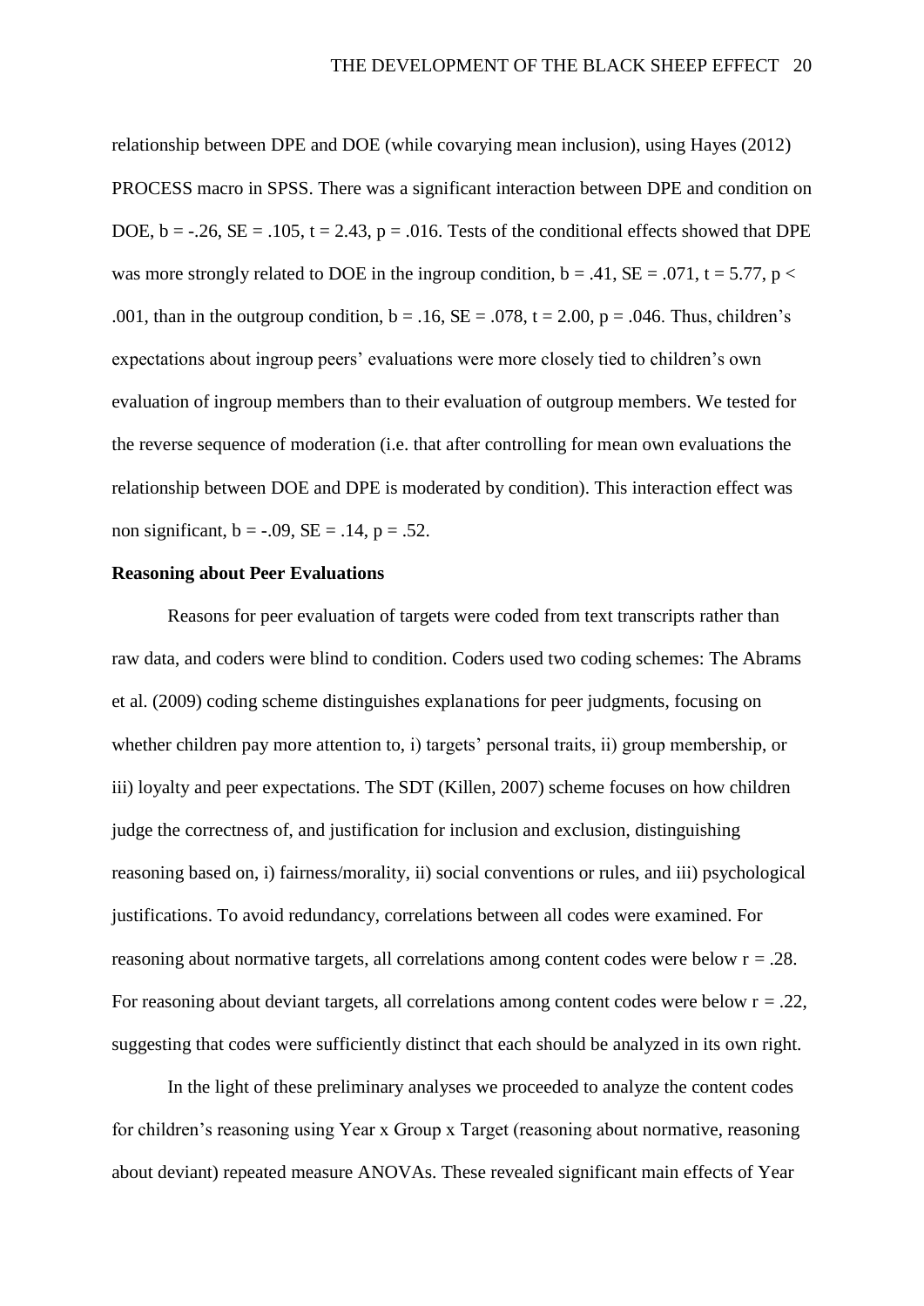relationship between DPE and DOE (while covarying mean inclusion), using Hayes (2012) PROCESS macro in SPSS. There was a significant interaction between DPE and condition on DOE, $b = -.26$, $SE = .105$, $t = 2.43$, $p = .016$. Tests of the conditional effects showed that DPE was more strongly related to DOE in the ingroup condition, $b = .41$, $SE = .071$, $t = 5.77$, $p < .001$, than in the outgroup condition, $b = .16$, $SE = .078$, $t = 2.00$, $p = .046$. Thus, children's expectations about ingroup peers' evaluations were more closely tied to children's own evaluation of ingroup members than to their evaluation of outgroup members. We tested for the reverse sequence of moderation (i.e. that after controlling for mean own evaluations the relationship between DOE and DPE is moderated by condition). This interaction effect was non significant, $b = -.09$, $SE = .14$, $p = .52$.

**Reasoning about Peer Evaluations**

Reasons for peer evaluation of targets were coded from text transcripts rather than raw data, and coders were blind to condition. Coders used two coding schemes: The Abrams et al. (2009) coding scheme distinguishes explanations for peer judgments, focusing on whether children pay more attention to, i) targets' personal traits, ii) group membership, or iii) loyalty and peer expectations. The SDT (Killen, 2007) scheme focuses on how children judge the correctness of, and justification for inclusion and exclusion, distinguishing reasoning based on, i) fairness/morality, ii) social conventions or rules, and iii) psychological justifications. To avoid redundancy, correlations between all codes were examined. For reasoning about normative targets, all correlations among content codes were below $r = .28$. For reasoning about deviant targets, all correlations among content codes were below $r = .22$, suggesting that codes were sufficiently distinct that each should be analyzed in its own right.

In the light of these preliminary analyses we proceeded to analyze the content codes for children's reasoning using Year x Group x Target (reasoning about normative, reasoning about deviant) repeated measure ANOVAs. These revealed significant main effects of Year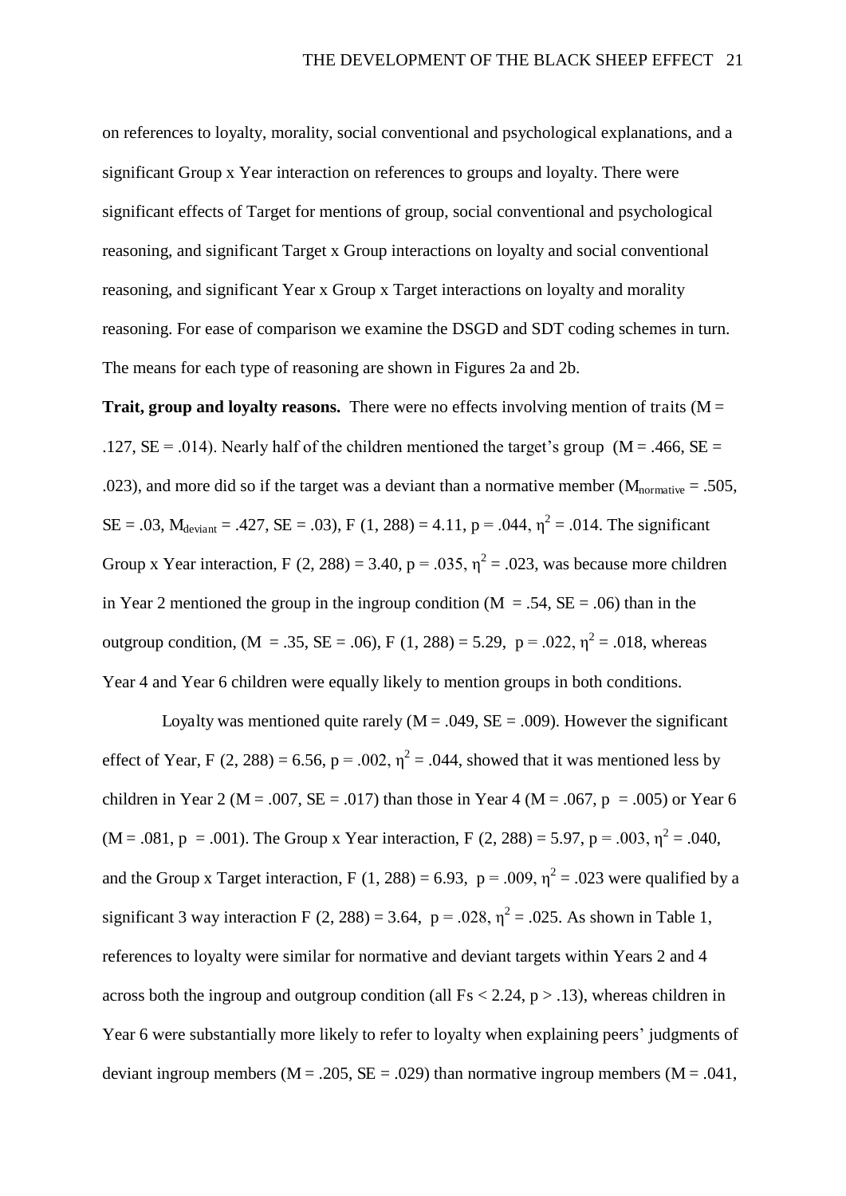on references to loyalty, morality, social conventional and psychological explanations, and a significant Group x Year interaction on references to groups and loyalty. There were significant effects of Target for mentions of group, social conventional and psychological reasoning, and significant Target x Group interactions on loyalty and social conventional reasoning, and significant Year x Group x Target interactions on loyalty and morality reasoning. For ease of comparison we examine the DSGD and SDT coding schemes in turn. The means for each type of reasoning are shown in Figures 2a and 2b.

**Trait, group and loyalty reasons.** There were no effects involving mention of traits ($M = .127$, $SE = .014$). Nearly half of the children mentioned the target's group ($M = .466$, $SE = .023$), and more did so if the target was a deviant than a normative member ($M_{normative} = .505$, $SE = .03$, $M_{deviant} = .427$, $SE = .03$), $F(1, 288) = 4.11$, $p = .044$, $\eta^2 = .014$. The significant Group x Year interaction, $F(2, 288) = 3.40$, $p = .035$, $\eta^2 = .023$, was because more children in Year 2 mentioned the group in the ingroup condition ($M = .54$, $SE = .06$) than in the outgroup condition, ($M = .35$, $SE = .06$), $F(1, 288) = 5.29$, $p = .022$, $\eta^2 = .018$, whereas Year 4 and Year 6 children were equally likely to mention groups in both conditions.

Loyalty was mentioned quite rarely ($M = .049$, $SE = .009$). However the significant effect of Year, $F(2, 288) = 6.56$, $p = .002$, $\eta^2 = .044$, showed that it was mentioned less by children in Year 2 ($M = .007$, $SE = .017$) than those in Year 4 ($M = .067$, $p = .005$) or Year 6 ($M = .081$, $p = .001$). The Group x Year interaction, $F(2, 288) = 5.97$, $p = .003$, $\eta^2 = .040$, and the Group x Target interaction, $F(1, 288) = 6.93$, $p = .009$, $\eta^2 = .023$ were qualified by a significant 3 way interaction $F(2, 288) = 3.64$, $p = .028$, $\eta^2 = .025$. As shown in Table 1, references to loyalty were similar for normative and deviant targets within Years 2 and 4 across both the ingroup and outgroup condition (all $Fs < 2.24$, $p > .13$), whereas children in Year 6 were substantially more likely to refer to loyalty when explaining peers' judgments of deviant ingroup members ($M = .205$, $SE = .029$) than normative ingroup members ($M = .041$,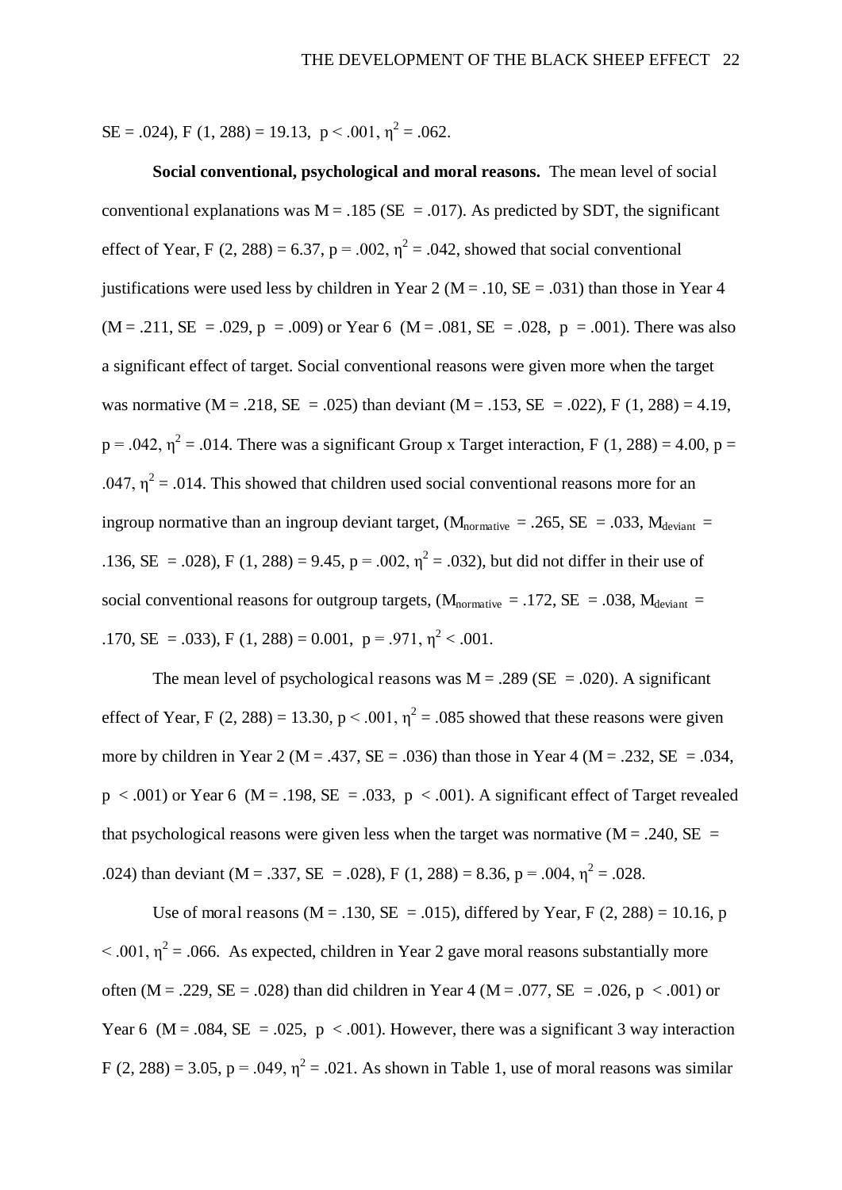SE = .024), $F(1, 288) = 19.13$, $p < .001$, $\eta^2 = .062$.

**Social conventional, psychological and moral reasons.** The mean level of social conventional explanations was M = .185 (SE = .017). As predicted by SDT, the significant effect of Year, $F(2, 288) = 6.37$, $p = .002$, $\eta^2 = .042$, showed that social conventional justifications were used less by children in Year 2 (M = .10, SE = .031) than those in Year 4 (M = .211, SE = .029, $p = .009$) or Year 6 (M = .081, SE = .028, $p = .001$). There was also a significant effect of target. Social conventional reasons were given more when the target was normative (M = .218, SE = .025) than deviant (M = .153, SE = .022), $F(1, 288) = 4.19$, $p = .042$, $\eta^2 = .014$. There was a significant Group x Target interaction, $F(1, 288) = 4.00$, $p = .047$, $\eta^2 = .014$. This showed that children used social conventional reasons more for an ingroup normative than an ingroup deviant target, ($M_{normative} = .265$, SE = .033, $M_{deviant} = .136$, SE = .028), $F(1, 288) = 9.45$, $p = .002$, $\eta^2 = .032$), but did not differ in their use of social conventional reasons for outgroup targets, ($M_{normative} = .172$, SE = .038, $M_{deviant} = .170$, SE = .033), $F(1, 288) = 0.001$, $p = .971$, $\eta^2 < .001$.

The mean level of psychological reasons was M = .289 (SE = .020). A significant effect of Year, $F(2, 288) = 13.30$, $p < .001$, $\eta^2 = .085$ showed that these reasons were given more by children in Year 2 (M = .437, SE = .036) than those in Year 4 (M = .232, SE = .034, $p < .001$) or Year 6 (M = .198, SE = .033, $p < .001$). A significant effect of Target revealed that psychological reasons were given less when the target was normative (M = .240, SE = .024) than deviant (M = .337, SE = .028), $F(1, 288) = 8.36$, $p = .004$, $\eta^2 = .028$.

Use of moral reasons (M = .130, SE = .015), differed by Year, $F(2, 288) = 10.16$, $p < .001$, $\eta^2 = .066$. As expected, children in Year 2 gave moral reasons substantially more often (M = .229, SE = .028) than did children in Year 4 (M = .077, SE = .026, $p < .001$) or Year 6 (M = .084, SE = .025, $p < .001$). However, there was a significant 3 way interaction $F(2, 288) = 3.05$, $p = .049$, $\eta^2 = .021$. As shown in Table 1, use of moral reasons was similar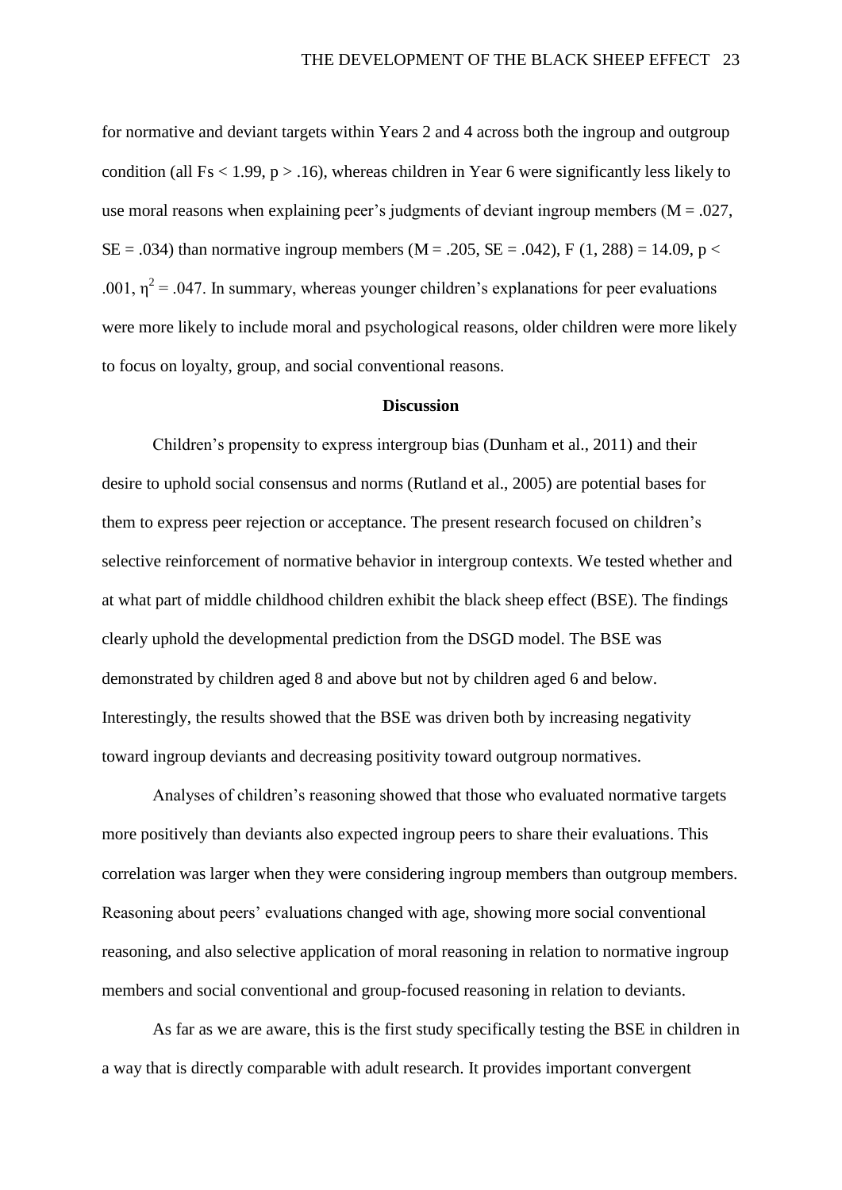for normative and deviant targets within Years 2 and 4 across both the ingroup and outgroup condition (all $Fs < 1.99$, $p > .16$), whereas children in Year 6 were significantly less likely to use moral reasons when explaining peer's judgments of deviant ingroup members ($M = .027$, $SE = .034$) than normative ingroup members ($M = .205$, $SE = .042$), $F(1, 288) = 14.09$, $p < .001$, $\eta^2 = .047$. In summary, whereas younger children's explanations for peer evaluations were more likely to include moral and psychological reasons, older children were more likely to focus on loyalty, group, and social conventional reasons.

## Discussion

Children's propensity to express intergroup bias (Dunham et al., 2011) and their desire to uphold social consensus and norms (Rutland et al., 2005) are potential bases for them to express peer rejection or acceptance. The present research focused on children's selective reinforcement of normative behavior in intergroup contexts. We tested whether and at what part of middle childhood children exhibit the black sheep effect (BSE). The findings clearly uphold the developmental prediction from the DSGD model. The BSE was demonstrated by children aged 8 and above but not by children aged 6 and below. Interestingly, the results showed that the BSE was driven both by increasing negativity toward ingroup deviants and decreasing positivity toward outgroup normatives.

Analyses of children's reasoning showed that those who evaluated normative targets more positively than deviants also expected ingroup peers to share their evaluations. This correlation was larger when they were considering ingroup members than outgroup members. Reasoning about peers' evaluations changed with age, showing more social conventional reasoning, and also selective application of moral reasoning in relation to normative ingroup members and social conventional and group-focused reasoning in relation to deviants.

As far as we are aware, this is the first study specifically testing the BSE in children in a way that is directly comparable with adult research. It provides important convergent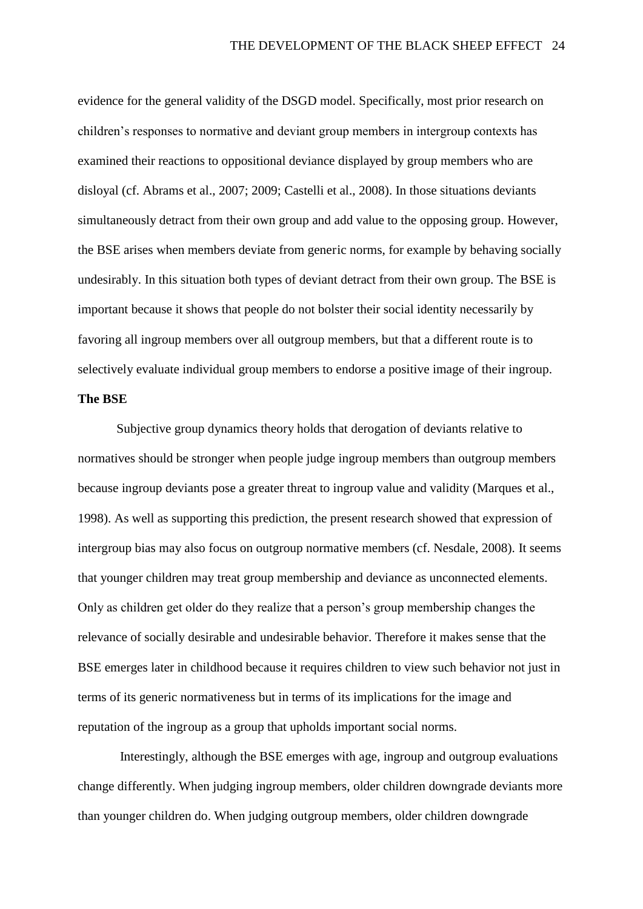evidence for the general validity of the DSGD model. Specifically, most prior research on children's responses to normative and deviant group members in intergroup contexts has examined their reactions to oppositional deviance displayed by group members who are disloyal (cf. Abrams et al., 2007; 2009; Castelli et al., 2008). In those situations deviants simultaneously detract from their own group and add value to the opposing group. However, the BSE arises when members deviate from generic norms, for example by behaving socially undesirably. In this situation both types of deviant detract from their own group. The BSE is important because it shows that people do not bolster their social identity necessarily by favoring all ingroup members over all outgroup members, but that a different route is to selectively evaluate individual group members to endorse a positive image of their ingroup.

**The BSE**

Subjective group dynamics theory holds that derogation of deviants relative to normatives should be stronger when people judge ingroup members than outgroup members because ingroup deviants pose a greater threat to ingroup value and validity (Marques et al., 1998). As well as supporting this prediction, the present research showed that expression of intergroup bias may also focus on outgroup normative members (cf. Nesdale, 2008). It seems that younger children may treat group membership and deviance as unconnected elements. Only as children get older do they realize that a person's group membership changes the relevance of socially desirable and undesirable behavior. Therefore it makes sense that the BSE emerges later in childhood because it requires children to view such behavior not just in terms of its generic normativeness but in terms of its implications for the image and reputation of the ingroup as a group that upholds important social norms.

Interestingly, although the BSE emerges with age, ingroup and outgroup evaluations change differently. When judging ingroup members, older children downgrade deviants more than younger children do. When judging outgroup members, older children downgrade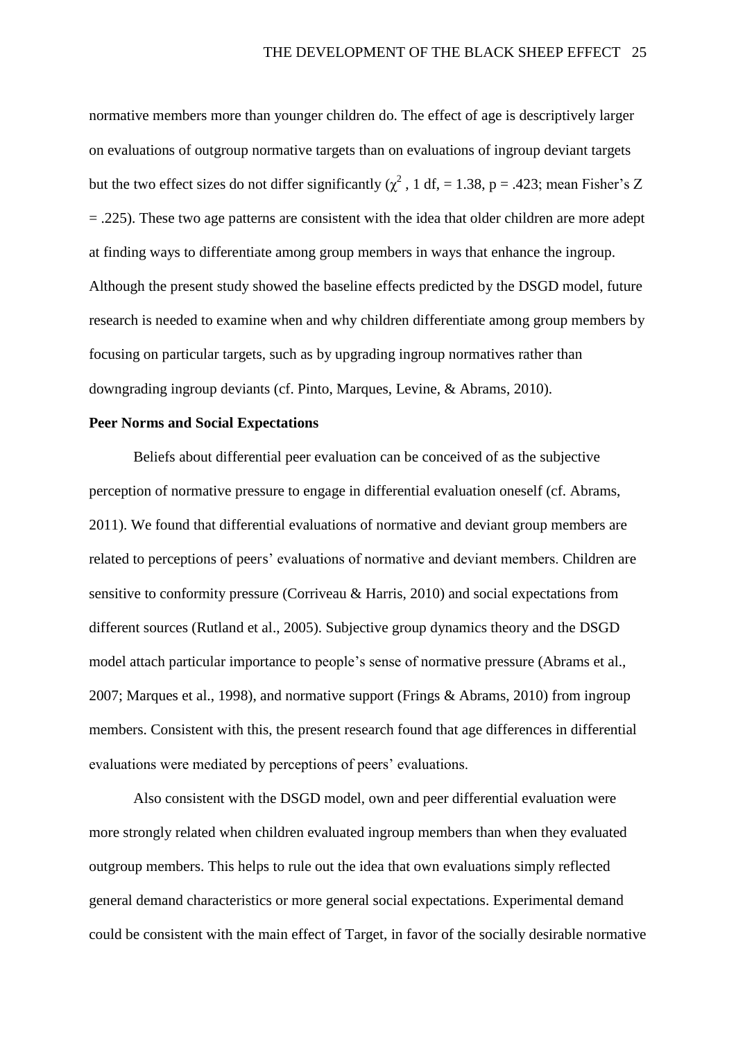normative members more than younger children do. The effect of age is descriptively larger on evaluations of outgroup normative targets than on evaluations of ingroup deviant targets but the two effect sizes do not differ significantly ($\chi^2$ , 1 df, = 1.38, p = .423; mean Fisher's Z = .225). These two age patterns are consistent with the idea that older children are more adept at finding ways to differentiate among group members in ways that enhance the ingroup. Although the present study showed the baseline effects predicted by the DSGD model, future research is needed to examine when and why children differentiate among group members by focusing on particular targets, such as by upgrading ingroup normatives rather than downgrading ingroup deviants (cf. Pinto, Marques, Levine, & Abrams, 2010).

**Peer Norms and Social Expectations**

Beliefs about differential peer evaluation can be conceived of as the subjective perception of normative pressure to engage in differential evaluation oneself (cf. Abrams, 2011). We found that differential evaluations of normative and deviant group members are related to perceptions of peers' evaluations of normative and deviant members. Children are sensitive to conformity pressure (Corriveau & Harris, 2010) and social expectations from different sources (Rutland et al., 2005). Subjective group dynamics theory and the DSGD model attach particular importance to people's sense of normative pressure (Abrams et al., 2007; Marques et al., 1998), and normative support (Frings & Abrams, 2010) from ingroup members. Consistent with this, the present research found that age differences in differential evaluations were mediated by perceptions of peers' evaluations.

Also consistent with the DSGD model, own and peer differential evaluation were more strongly related when children evaluated ingroup members than when they evaluated outgroup members. This helps to rule out the idea that own evaluations simply reflected general demand characteristics or more general social expectations. Experimental demand could be consistent with the main effect of Target, in favor of the socially desirable normative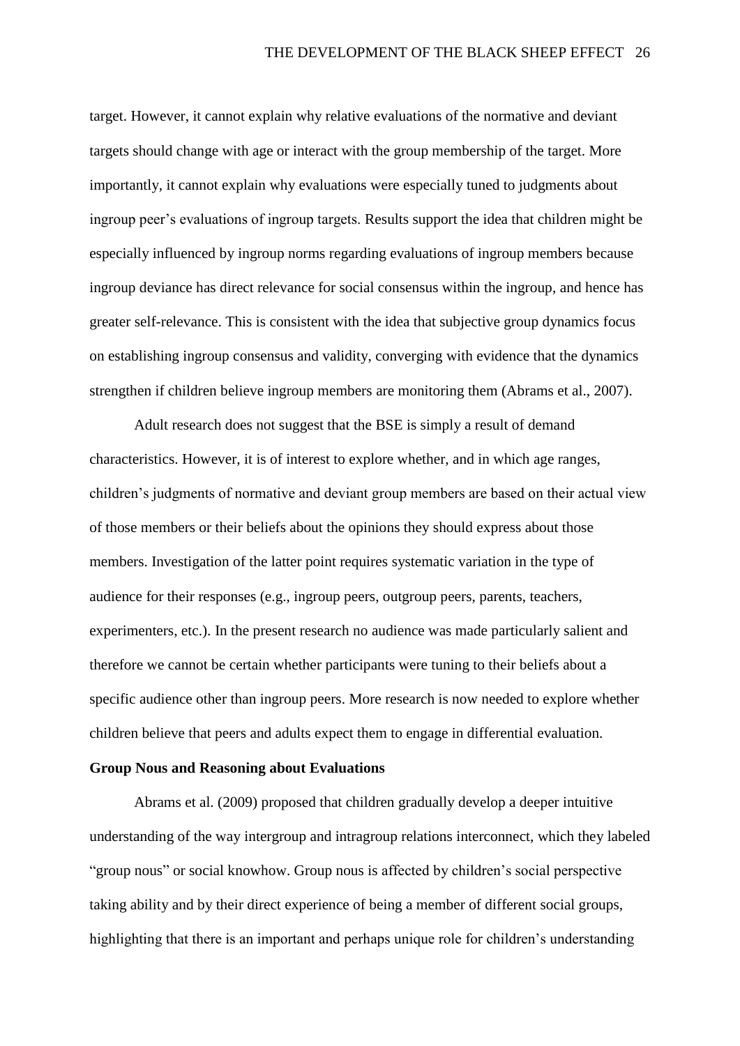target. However, it cannot explain why relative evaluations of the normative and deviant targets should change with age or interact with the group membership of the target. More importantly, it cannot explain why evaluations were especially tuned to judgments about ingroup peer's evaluations of ingroup targets. Results support the idea that children might be especially influenced by ingroup norms regarding evaluations of ingroup members because ingroup deviance has direct relevance for social consensus within the ingroup, and hence has greater self-relevance. This is consistent with the idea that subjective group dynamics focus on establishing ingroup consensus and validity, converging with evidence that the dynamics strengthen if children believe ingroup members are monitoring them (Abrams et al., 2007).

Adult research does not suggest that the BSE is simply a result of demand characteristics. However, it is of interest to explore whether, and in which age ranges, children's judgments of normative and deviant group members are based on their actual view of those members or their beliefs about the opinions they should express about those members. Investigation of the latter point requires systematic variation in the type of audience for their responses (e.g., ingroup peers, outgroup peers, parents, teachers, experimenters, etc.). In the present research no audience was made particularly salient and therefore we cannot be certain whether participants were tuning to their beliefs about a specific audience other than ingroup peers. More research is now needed to explore whether children believe that peers and adults expect them to engage in differential evaluation.

## Group Nous and Reasoning about Evaluations

Abrams et al. (2009) proposed that children gradually develop a deeper intuitive understanding of the way intergroup and intragroup relations interconnect, which they labeled "group nous" or social knowhow. Group nous is affected by children's social perspective taking ability and by their direct experience of being a member of different social groups, highlighting that there is an important and perhaps unique role for children's understanding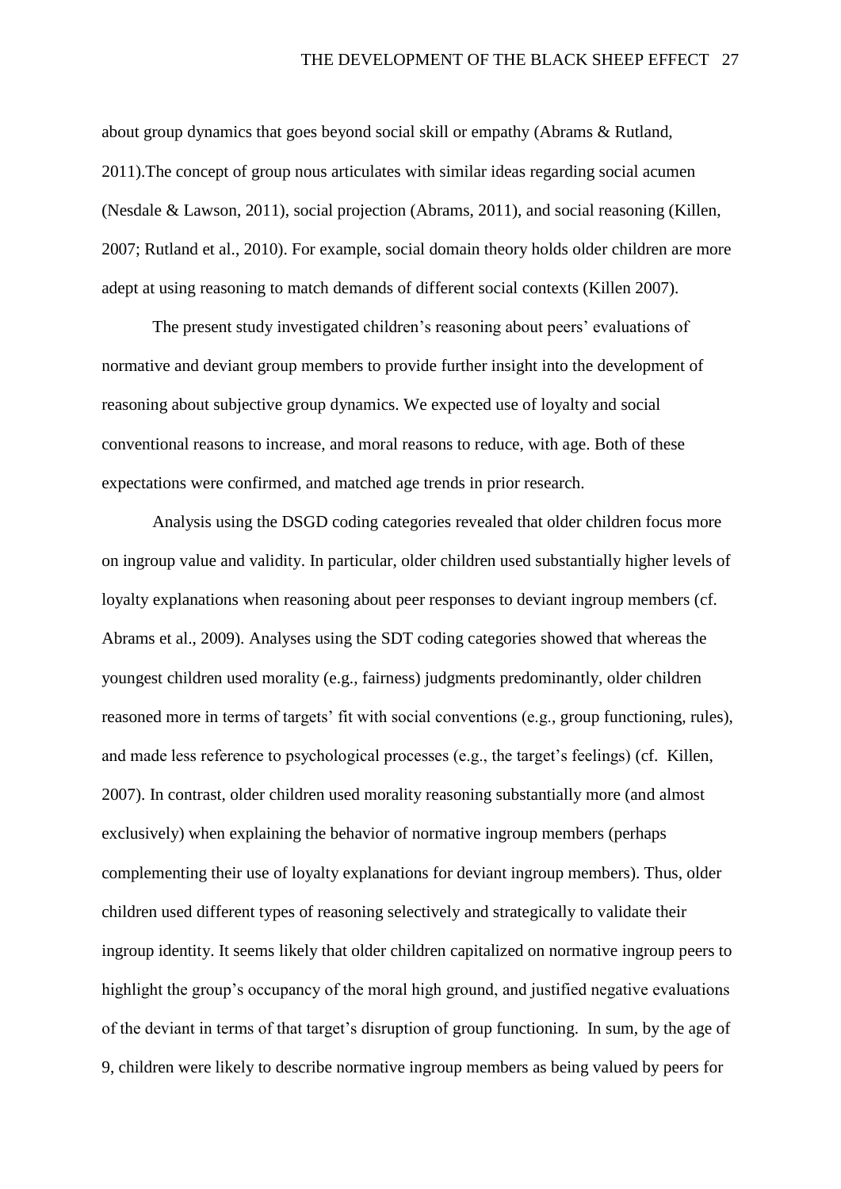about group dynamics that goes beyond social skill or empathy (Abrams & Rutland, 2011).The concept of group nous articulates with similar ideas regarding social acumen (Nesdale & Lawson, 2011), social projection (Abrams, 2011), and social reasoning (Killen, 2007; Rutland et al., 2010). For example, social domain theory holds older children are more adept at using reasoning to match demands of different social contexts (Killen 2007).

The present study investigated children's reasoning about peers' evaluations of normative and deviant group members to provide further insight into the development of reasoning about subjective group dynamics. We expected use of loyalty and social conventional reasons to increase, and moral reasons to reduce, with age. Both of these expectations were confirmed, and matched age trends in prior research.

Analysis using the DSGD coding categories revealed that older children focus more on ingroup value and validity. In particular, older children used substantially higher levels of loyalty explanations when reasoning about peer responses to deviant ingroup members (cf. Abrams et al., 2009). Analyses using the SDT coding categories showed that whereas the youngest children used morality (e.g., fairness) judgments predominantly, older children reasoned more in terms of targets' fit with social conventions (e.g., group functioning, rules), and made less reference to psychological processes (e.g., the target's feelings) (cf. Killen, 2007). In contrast, older children used morality reasoning substantially more (and almost exclusively) when explaining the behavior of normative ingroup members (perhaps complementing their use of loyalty explanations for deviant ingroup members). Thus, older children used different types of reasoning selectively and strategically to validate their ingroup identity. It seems likely that older children capitalized on normative ingroup peers to highlight the group's occupancy of the moral high ground, and justified negative evaluations of the deviant in terms of that target's disruption of group functioning. In sum, by the age of 9, children were likely to describe normative ingroup members as being valued by peers for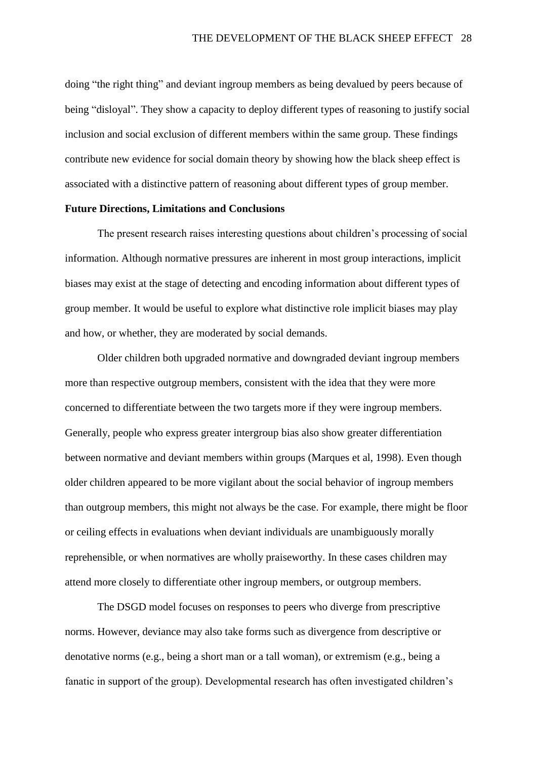doing "the right thing" and deviant ingroup members as being devalued by peers because of being "disloyal". They show a capacity to deploy different types of reasoning to justify social inclusion and social exclusion of different members within the same group. These findings contribute new evidence for social domain theory by showing how the black sheep effect is associated with a distinctive pattern of reasoning about different types of group member.

**Future Directions, Limitations and Conclusions**

The present research raises interesting questions about children's processing of social information. Although normative pressures are inherent in most group interactions, implicit biases may exist at the stage of detecting and encoding information about different types of group member. It would be useful to explore what distinctive role implicit biases may play and how, or whether, they are moderated by social demands.

Older children both upgraded normative and downgraded deviant ingroup members more than respective outgroup members, consistent with the idea that they were more concerned to differentiate between the two targets more if they were ingroup members. Generally, people who express greater intergroup bias also show greater differentiation between normative and deviant members within groups (Marques et al, 1998). Even though older children appeared to be more vigilant about the social behavior of ingroup members than outgroup members, this might not always be the case. For example, there might be floor or ceiling effects in evaluations when deviant individuals are unambiguously morally reprehensible, or when normatives are wholly praiseworthy. In these cases children may attend more closely to differentiate other ingroup members, or outgroup members.

The DSGD model focuses on responses to peers who diverge from prescriptive norms. However, deviance may also take forms such as divergence from descriptive or denotative norms (e.g., being a short man or a tall woman), or extremism (e.g., being a fanatic in support of the group). Developmental research has often investigated children's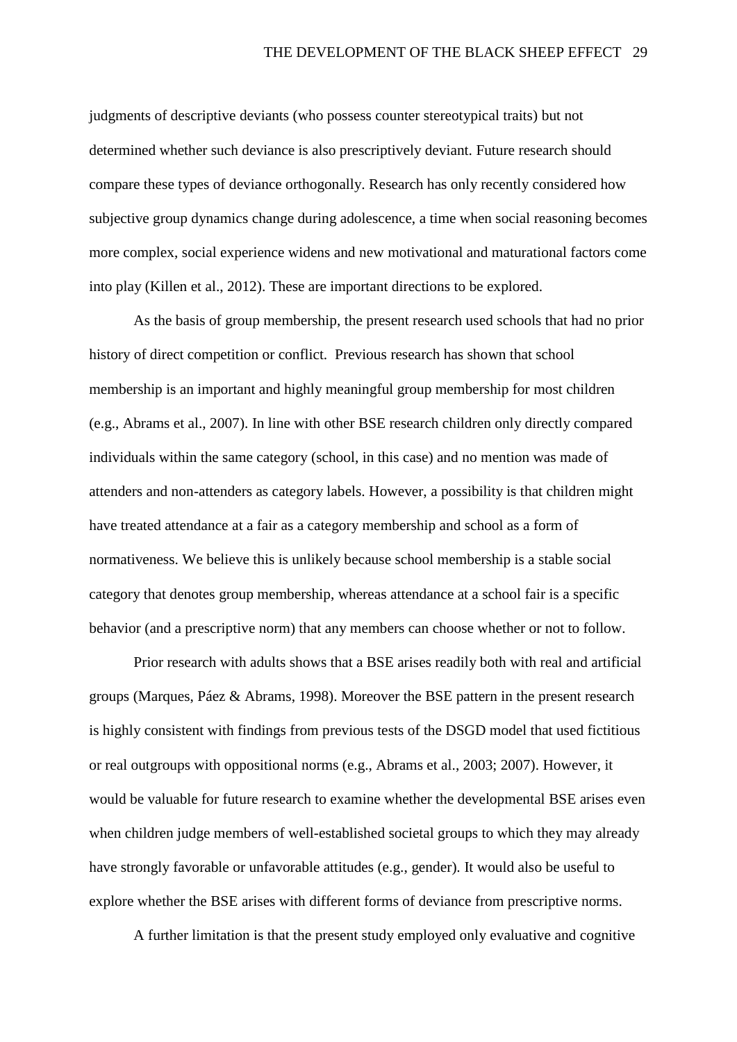judgments of descriptive deviants (who possess counter stereotypical traits) but not determined whether such deviance is also prescriptively deviant. Future research should compare these types of deviance orthogonally. Research has only recently considered how subjective group dynamics change during adolescence, a time when social reasoning becomes more complex, social experience widens and new motivational and maturational factors come into play (Killen et al., 2012). These are important directions to be explored.

As the basis of group membership, the present research used schools that had no prior history of direct competition or conflict. Previous research has shown that school membership is an important and highly meaningful group membership for most children (e.g., Abrams et al., 2007). In line with other BSE research children only directly compared individuals within the same category (school, in this case) and no mention was made of attenders and non-attenders as category labels. However, a possibility is that children might have treated attendance at a fair as a category membership and school as a form of normativeness. We believe this is unlikely because school membership is a stable social category that denotes group membership, whereas attendance at a school fair is a specific behavior (and a prescriptive norm) that any members can choose whether or not to follow.

Prior research with adults shows that a BSE arises readily both with real and artificial groups (Marques, Páez & Abrams, 1998). Moreover the BSE pattern in the present research is highly consistent with findings from previous tests of the DSGD model that used fictitious or real outgroups with oppositional norms (e.g., Abrams et al., 2003; 2007). However, it would be valuable for future research to examine whether the developmental BSE arises even when children judge members of well-established societal groups to which they may already have strongly favorable or unfavorable attitudes (e.g., gender). It would also be useful to explore whether the BSE arises with different forms of deviance from prescriptive norms.

A further limitation is that the present study employed only evaluative and cognitive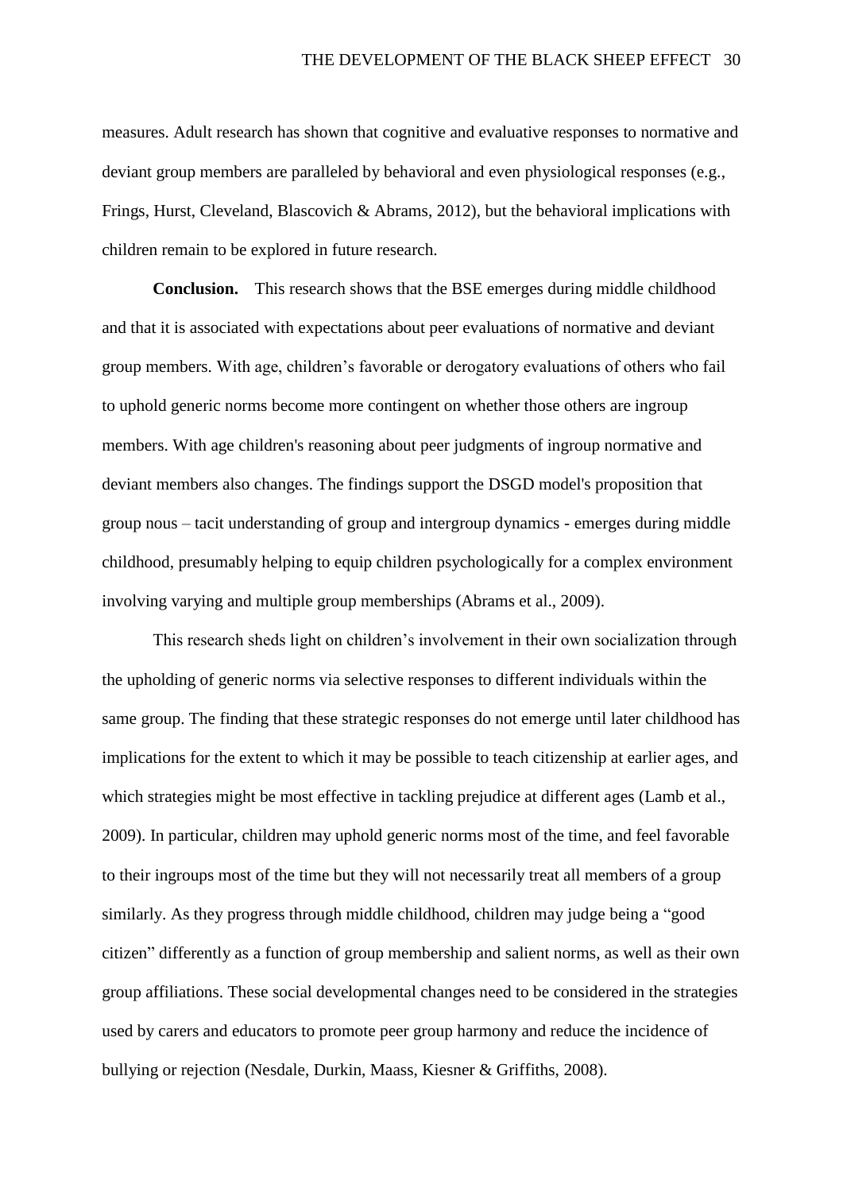measures. Adult research has shown that cognitive and evaluative responses to normative and deviant group members are paralleled by behavioral and even physiological responses (e.g., Frings, Hurst, Cleveland, Blascovich & Abrams, 2012), but the behavioral implications with children remain to be explored in future research.

**Conclusion.** This research shows that the BSE emerges during middle childhood and that it is associated with expectations about peer evaluations of normative and deviant group members. With age, children's favorable or derogatory evaluations of others who fail to uphold generic norms become more contingent on whether those others are ingroup members. With age children's reasoning about peer judgments of ingroup normative and deviant members also changes. The findings support the DSGD model's proposition that group nous – tacit understanding of group and intergroup dynamics - emerges during middle childhood, presumably helping to equip children psychologically for a complex environment involving varying and multiple group memberships (Abrams et al., 2009).

This research sheds light on children's involvement in their own socialization through the upholding of generic norms via selective responses to different individuals within the same group. The finding that these strategic responses do not emerge until later childhood has implications for the extent to which it may be possible to teach citizenship at earlier ages, and which strategies might be most effective in tackling prejudice at different ages (Lamb et al., 2009). In particular, children may uphold generic norms most of the time, and feel favorable to their ingroups most of the time but they will not necessarily treat all members of a group similarly. As they progress through middle childhood, children may judge being a "good citizen" differently as a function of group membership and salient norms, as well as their own group affiliations. These social developmental changes need to be considered in the strategies used by carers and educators to promote peer group harmony and reduce the incidence of bullying or rejection (Nesdale, Durkin, Maass, Kiesner & Griffiths, 2008).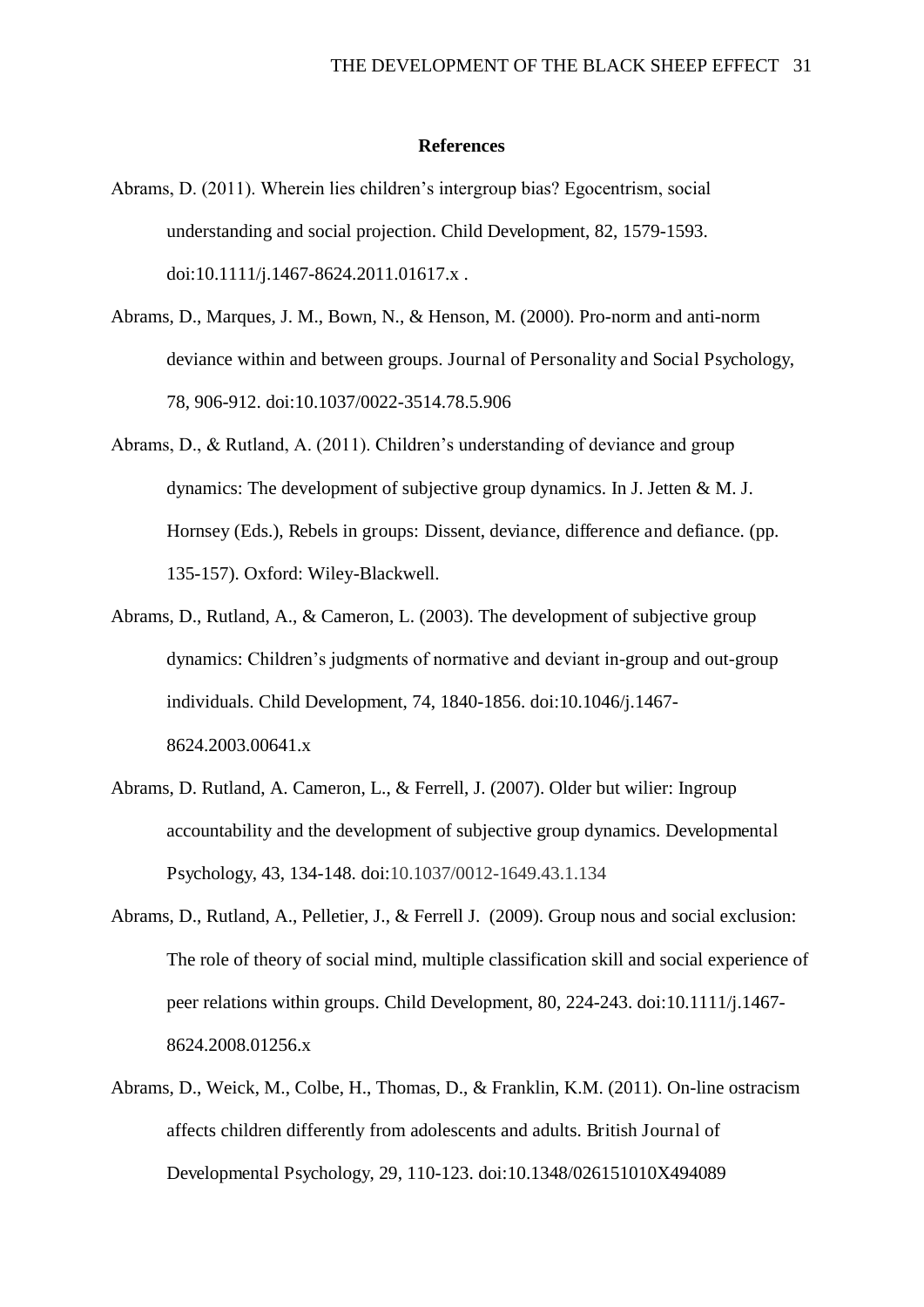## References

Abrams, D. (2011). Wherein lies children's intergroup bias? Egocentrism, social understanding and social projection. Child Development, 82, 1579-1593. doi:10.1111/j.1467-8624.2011.01617.x .

Abrams, D., Marques, J. M., Bown, N., & Henson, M. (2000). Pro-norm and anti-norm deviance within and between groups. Journal of Personality and Social Psychology, 78, 906-912. doi:10.1037/0022-3514.78.5.906

Abrams, D., & Rutland, A. (2011). Children's understanding of deviance and group dynamics: The development of subjective group dynamics. In J. Jetten & M. J. Hornsey (Eds.), Rebels in groups: Dissent, deviance, difference and defiance. (pp. 135-157). Oxford: Wiley-Blackwell.

Abrams, D., Rutland, A., & Cameron, L. (2003). The development of subjective group dynamics: Children's judgments of normative and deviant in-group and out-group individuals. Child Development, 74, 1840-1856. doi:10.1046/j.1467-8624.2003.00641.x

Abrams, D. Rutland, A. Cameron, L., & Ferrell, J. (2007). Older but wilier: Ingroup accountability and the development of subjective group dynamics. Developmental Psychology, 43, 134-148. doi:10.1037/0012-1649.43.1.134

Abrams, D., Rutland, A., Pelletier, J., & Ferrell J. (2009). Group nous and social exclusion: The role of theory of social mind, multiple classification skill and social experience of peer relations within groups. Child Development, 80, 224-243. doi:10.1111/j.1467-8624.2008.01256.x

Abrams, D., Weick, M., Colbe, H., Thomas, D., & Franklin, K.M. (2011). On-line ostracism affects children differently from adolescents and adults. British Journal of Developmental Psychology, 29, 110-123. doi:10.1348/026151010X494089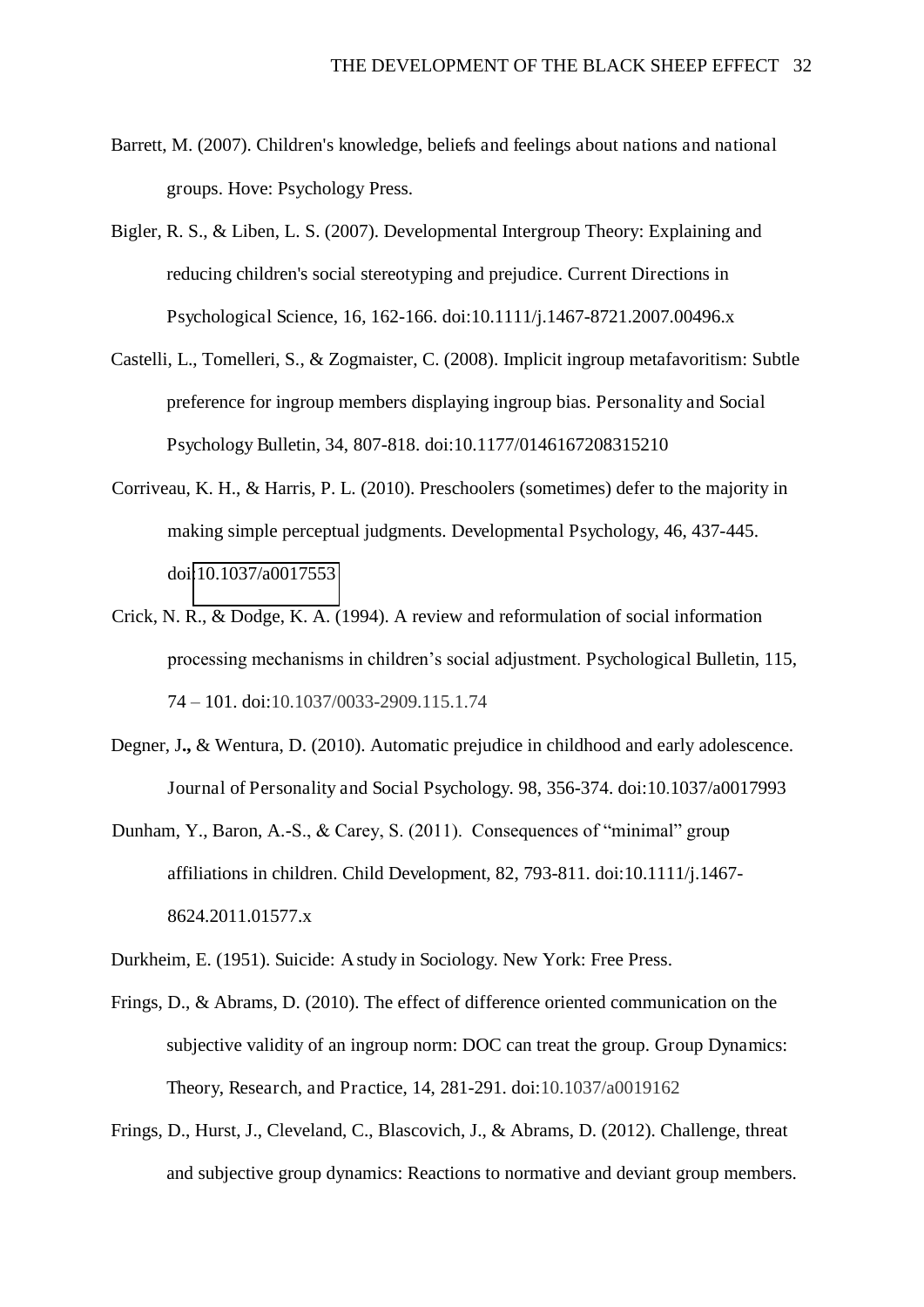Barrett, M. (2007). Children's knowledge, beliefs and feelings about nations and national groups. Hove: Psychology Press.

Bigler, R. S., & Liben, L. S. (2007). Developmental Intergroup Theory: Explaining and reducing children's social stereotyping and prejudice. Current Directions in Psychological Science, 16, 162-166. doi:10.1111/j.1467-8721.2007.00496.x

Castelli, L., Tomelleri, S., & Zogmaister, C. (2008). Implicit ingroup metafavoritism: Subtle preference for ingroup members displaying ingroup bias. Personality and Social Psychology Bulletin, 34, 807-818. doi:10.1177/0146167208315210

Corriveau, K. H., & Harris, P. L. (2010). Preschoolers (sometimes) defer to the majority in making simple perceptual judgments. Developmental Psychology, 46, 437-445. doi:10.1037/a0017553

Crick, N. R., & Dodge, K. A. (1994). A review and reformulation of social information processing mechanisms in children's social adjustment. Psychological Bulletin, 115, 74 – 101. doi:10.1037/0033-2909.115.1.74

Degner, J**.,** & Wentura, D. (2010). Automatic prejudice in childhood and early adolescence. Journal of Personality and Social Psychology. 98, 356-374. doi:10.1037/a0017993

Dunham, Y., Baron, A.-S., & Carey, S. (2011). Consequences of "minimal" group affiliations in children. Child Development, 82, 793-811. doi:10.1111/j.1467-8624.2011.01577.x

Durkheim, E. (1951). Suicide: A study in Sociology. New York: Free Press.

Frings, D., & Abrams, D. (2010). The effect of difference oriented communication on the subjective validity of an ingroup norm: DOC can treat the group. Group Dynamics: Theory, Research, and Practice, 14, 281-291. doi:10.1037/a0019162

Frings, D., Hurst, J., Cleveland, C., Blascovich, J., & Abrams, D. (2012). Challenge, threat and subjective group dynamics: Reactions to normative and deviant group members.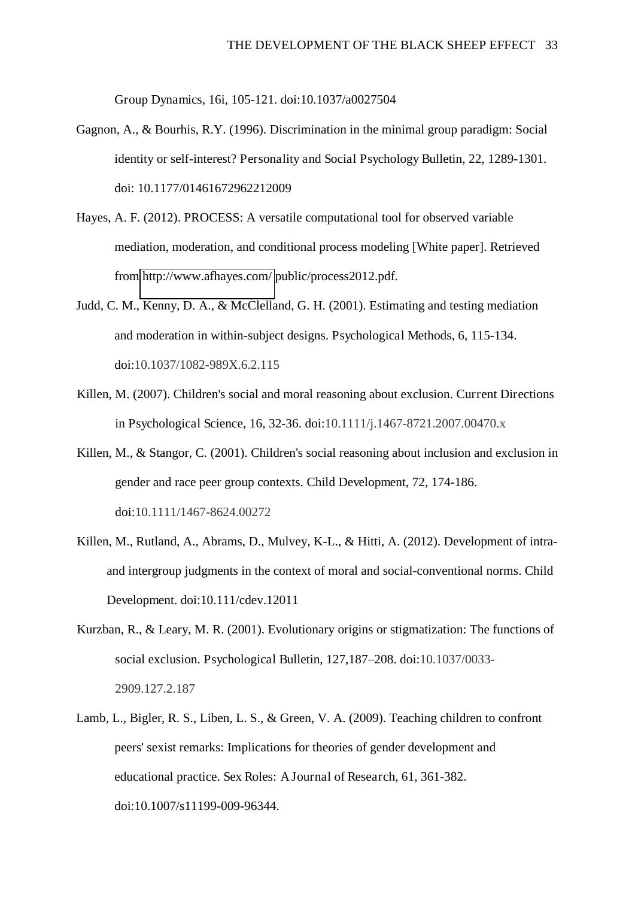Group Dynamics, 16i, 105-121. doi:10.1037/a0027504

Gagnon, A., & Bourhis, R.Y. (1996). Discrimination in the minimal group paradigm: Social identity or self-interest? Personality and Social Psychology Bulletin, 22, 1289-1301. doi: 10.1177/01461672962212009

Hayes, A. F. (2012). PROCESS: A versatile computational tool for observed variable mediation, moderation, and conditional process modeling [White paper]. Retrieved from http://www.afhayes.com/ public/process2012.pdf.

Judd, C. M., Kenny, D. A., & McClelland, G. H. (2001). Estimating and testing mediation and moderation in within-subject designs. Psychological Methods, 6, 115-134. doi:10.1037/1082-989X.6.2.115

Killen, M. (2007). Children's social and moral reasoning about exclusion. Current Directions in Psychological Science, 16, 32-36. doi:10.1111/j.1467-8721.2007.00470.x

Killen, M., & Stangor, C. (2001). Children's social reasoning about inclusion and exclusion in gender and race peer group contexts. Child Development, 72, 174-186. doi:10.1111/1467-8624.00272

Killen, M., Rutland, A., Abrams, D., Mulvey, K-L., & Hitti, A. (2012). Development of intra- and intergroup judgments in the context of moral and social-conventional norms. Child Development. doi:10.111/cdev.12011

Kurzban, R., & Leary, M. R. (2001). Evolutionary origins or stigmatization: The functions of social exclusion. Psychological Bulletin, 127,187–208. doi:10.1037/0033-2909.127.2.187

Lamb, L., Bigler, R. S., Liben, L. S., & Green, V. A. (2009). Teaching children to confront peers' sexist remarks: Implications for theories of gender development and educational practice. Sex Roles: A Journal of Research, 61, 361-382. doi:10.1007/s11199-009-96344.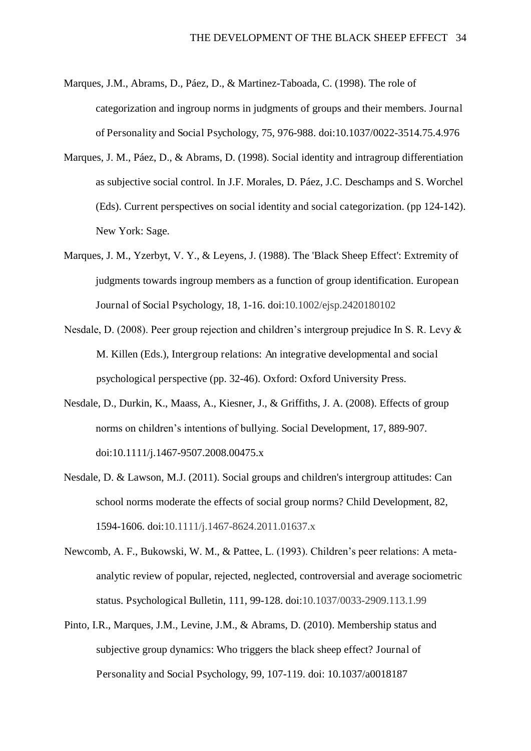Marques, J.M., Abrams, D., Páez, D., & Martinez-Taboada, C. (1998). The role of categorization and ingroup norms in judgments of groups and their members. Journal of Personality and Social Psychology, 75, 976-988. doi:10.1037/0022-3514.75.4.976

Marques, J. M., Páez, D., & Abrams, D. (1998). Social identity and intragroup differentiation as subjective social control. In J.F. Morales, D. Páez, J.C. Deschamps and S. Worchel (Eds). Current perspectives on social identity and social categorization. (pp 124-142). New York: Sage.

Marques, J. M., Yzerbyt, V. Y., & Leyens, J. (1988). The 'Black Sheep Effect': Extremity of judgments towards ingroup members as a function of group identification. European Journal of Social Psychology, 18, 1-16. doi:10.1002/ejsp.2420180102

Nesdale, D. (2008). Peer group rejection and children's intergroup prejudice In S. R. Levy & M. Killen (Eds.), Intergroup relations: An integrative developmental and social psychological perspective (pp. 32-46). Oxford: Oxford University Press.

Nesdale, D., Durkin, K., Maass, A., Kiesner, J., & Griffiths, J. A. (2008). Effects of group norms on children's intentions of bullying. Social Development, 17, 889-907. doi:10.1111/j.1467-9507.2008.00475.x

Nesdale, D. & Lawson, M.J. (2011). Social groups and children's intergroup attitudes: Can school norms moderate the effects of social group norms? Child Development, 82, 1594-1606. doi:10.1111/j.1467-8624.2011.01637.x

Newcomb, A. F., Bukowski, W. M., & Pattee, L. (1993). Children's peer relations: A meta-analytic review of popular, rejected, neglected, controversial and average sociometric status. Psychological Bulletin, 111, 99-128. doi:10.1037/0033-2909.113.1.99

Pinto, I.R., Marques, J.M., Levine, J.M., & Abrams, D. (2010). Membership status and subjective group dynamics: Who triggers the black sheep effect? Journal of Personality and Social Psychology, 99, 107-119. doi: 10.1037/a0018187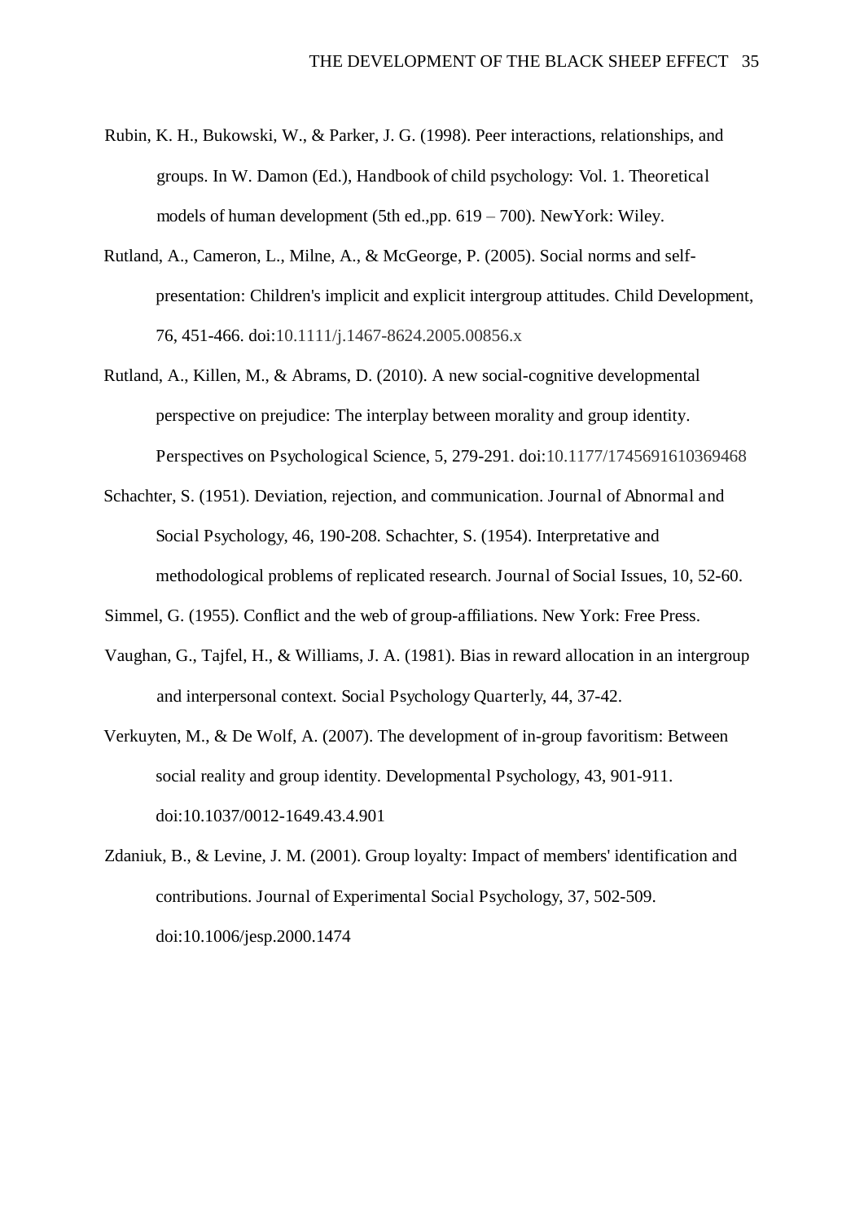Rubin, K. H., Bukowski, W., & Parker, J. G. (1998). Peer interactions, relationships, and groups. In W. Damon (Ed.), Handbook of child psychology: Vol. 1. Theoretical models of human development (5th ed.,pp. 619 – 700). NewYork: Wiley.

Rutland, A., Cameron, L., Milne, A., & McGeorge, P. (2005). Social norms and self-presentation: Children's implicit and explicit intergroup attitudes. Child Development, 76, 451-466. doi:10.1111/j.1467-8624.2005.00856.x

Rutland, A., Killen, M., & Abrams, D. (2010). A new social-cognitive developmental perspective on prejudice: The interplay between morality and group identity. Perspectives on Psychological Science, 5, 279-291. doi:10.1177/1745691610369468

Schachter, S. (1951). Deviation, rejection, and communication. Journal of Abnormal and Social Psychology, 46, 190-208. Schachter, S. (1954). Interpretative and methodological problems of replicated research. Journal of Social Issues, 10, 52-60.

Simmel, G. (1955). Conflict and the web of group-affiliations. New York: Free Press.

Vaughan, G., Tajfel, H., & Williams, J. A. (1981). Bias in reward allocation in an intergroup and interpersonal context. Social Psychology Quarterly, 44, 37-42.

Verkuyten, M., & De Wolf, A. (2007). The development of in-group favoritism: Between social reality and group identity. Developmental Psychology, 43, 901-911. doi:10.1037/0012-1649.43.4.901

Zdaniuk, B., & Levine, J. M. (2001). Group loyalty: Impact of members' identification and contributions. Journal of Experimental Social Psychology, 37, 502-509. doi:10.1006/jesp.2000.1474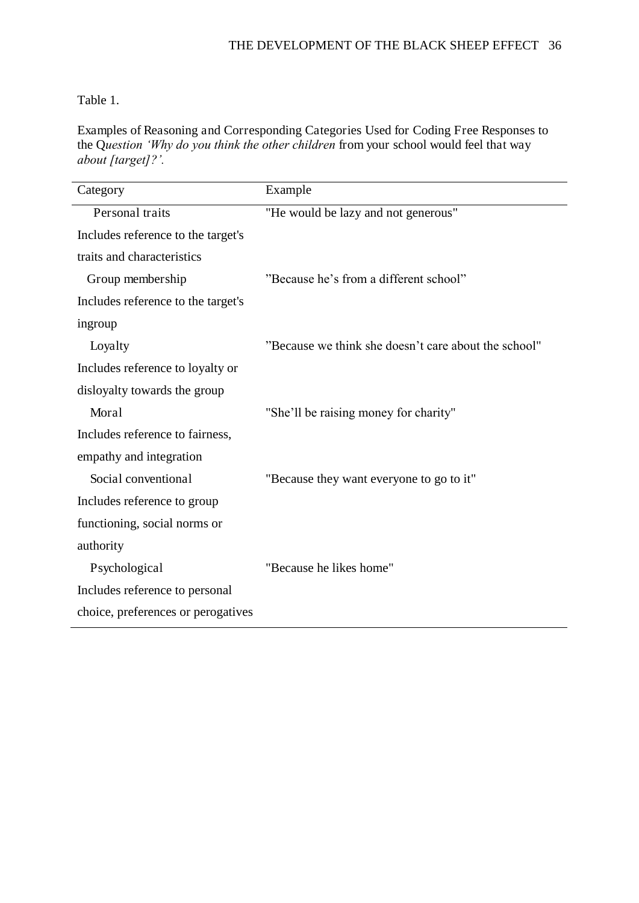Table 1.

Examples of Reasoning and Corresponding Categories Used for Coding Free Responses to the Q*uestion 'Why do you think the other children* from your school would feel that way *about [target]?'.*

| Category | Example |
|---|---|
| Personal traits<br>Includes reference to the target's traits and characteristics | "He would be lazy and not generous" |
| Group membership<br>Includes reference to the target's ingroup | "Because he's from a different school" |
| Loyalty<br>Includes reference to loyalty or disloyalty towards the group | "Because we think she doesn't care about the school" |
| Moral<br>Includes reference to fairness, empathy and integration | "She'll be raising money for charity" |
| Social conventional<br>Includes reference to group functioning, social norms or authority | "Because they want everyone to go to it" |
| Psychological<br>Includes reference to personal choice, preferences or perogatives | "Because he likes home" |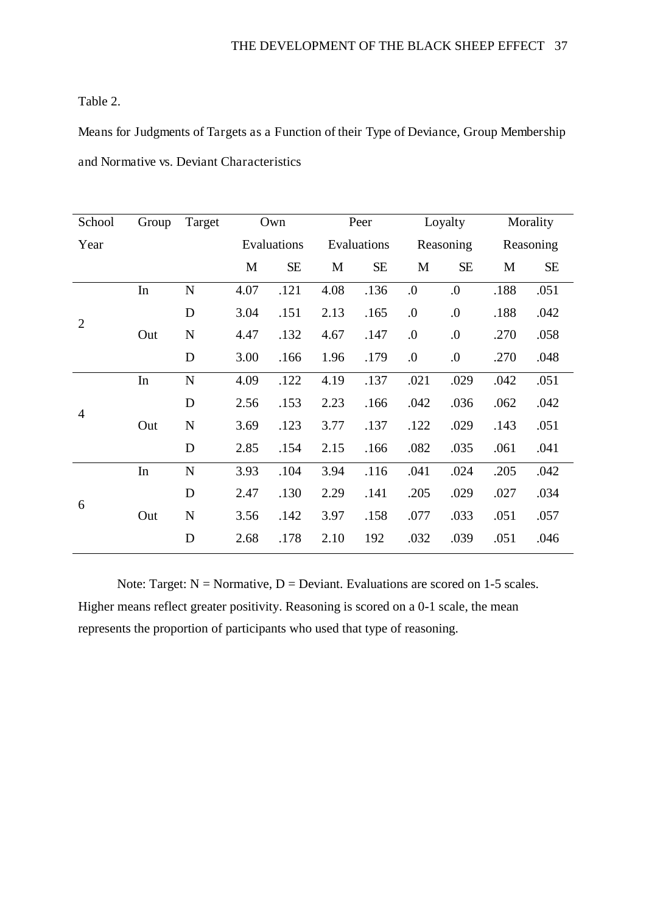Table 2.

Means for Judgments of Targets as a Function of their Type of Deviance, Group Membership and Normative vs. Deviant Characteristics

| School Year | Group | Target | Own Evaluations | | Peer Evaluations | | Loyalty Reasoning | | Morality Reasoning | |
|---|---|---|---|---|---|---|---|---|---|---|
| | | | M | SE | M | SE | M | SE | M | SE |
| 2 | In | N | 4.07 | .121 | 4.08 | .136 | .0 | .0 | .188 | .051 |
| | | D | 3.04 | .151 | 2.13 | .165 | .0 | .0 | .188 | .042 |
| | Out | N | 4.47 | .132 | 4.67 | .147 | .0 | .0 | .270 | .058 |
| | | D | 3.00 | .166 | 1.96 | .179 | .0 | .0 | .270 | .048 |
| 4 | In | N | 4.09 | .122 | 4.19 | .137 | .021 | .029 | .042 | .051 |
| | | D | 2.56 | .153 | 2.23 | .166 | .042 | .036 | .062 | .042 |
| | Out | N | 3.69 | .123 | 3.77 | .137 | .122 | .029 | .143 | .051 |
| | | D | 2.85 | .154 | 2.15 | .166 | .082 | .035 | .061 | .041 |
| 6 | In | N | 3.93 | .104 | 3.94 | .116 | .041 | .024 | .205 | .042 |
| | | D | 2.47 | .130 | 2.29 | .141 | .205 | .029 | .027 | .034 |
| | Out | N | 3.56 | .142 | 3.97 | .158 | .077 | .033 | .051 | .057 |
| | | D | 2.68 | .178 | 2.10 | 192 | .032 | .039 | .051 | .046 |

Note: Target: N = Normative, D = Deviant. Evaluations are scored on 1-5 scales. Higher means reflect greater positivity. Reasoning is scored on a 0-1 scale, the mean represents the proportion of participants who used that type of reasoning.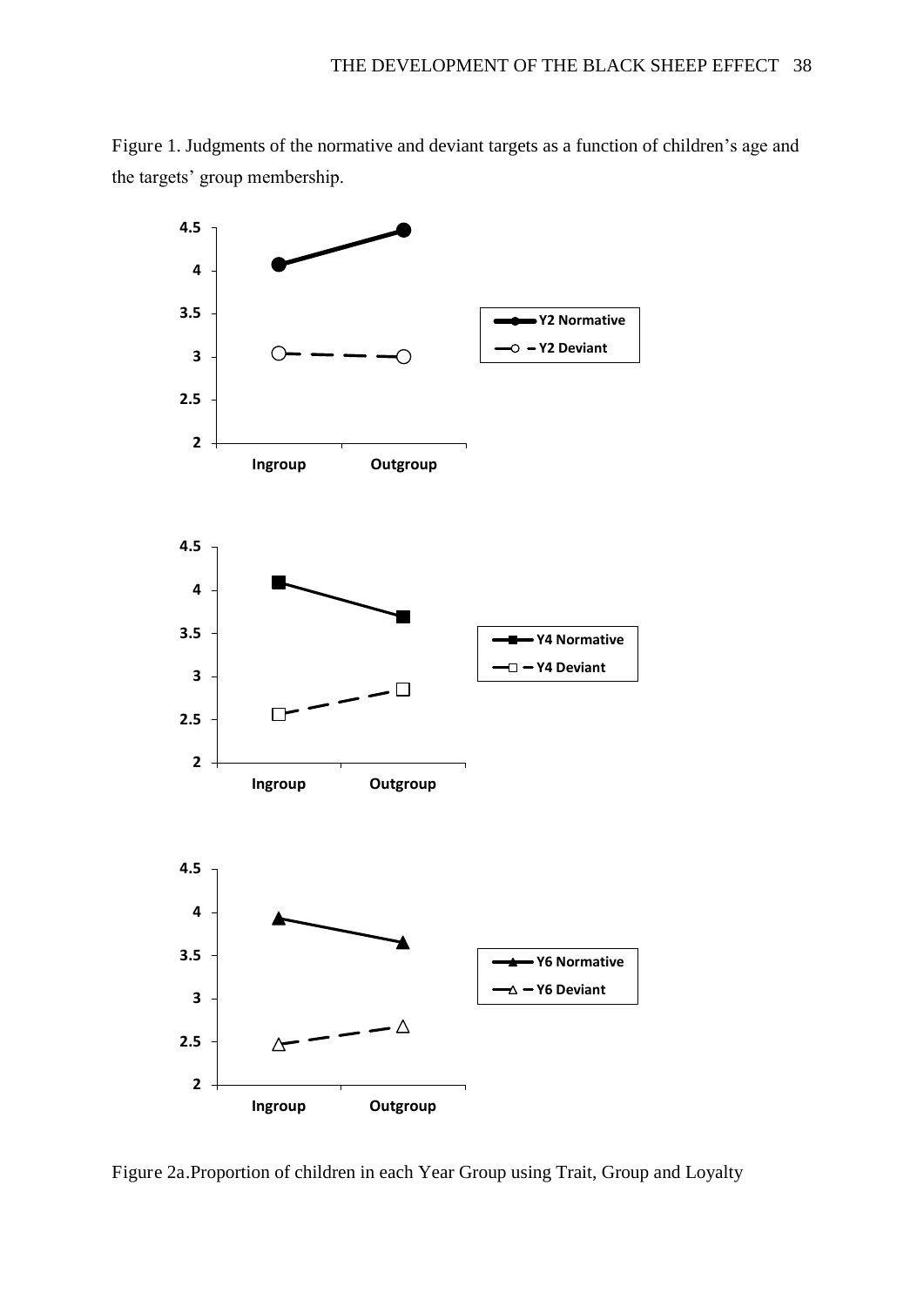Figure 1. Judgments of the normative and deviant targets as a function of children's age and the targets' group membership.

Figure 2a.Proportion of children in each Year Group using Trait, Group and Loyalty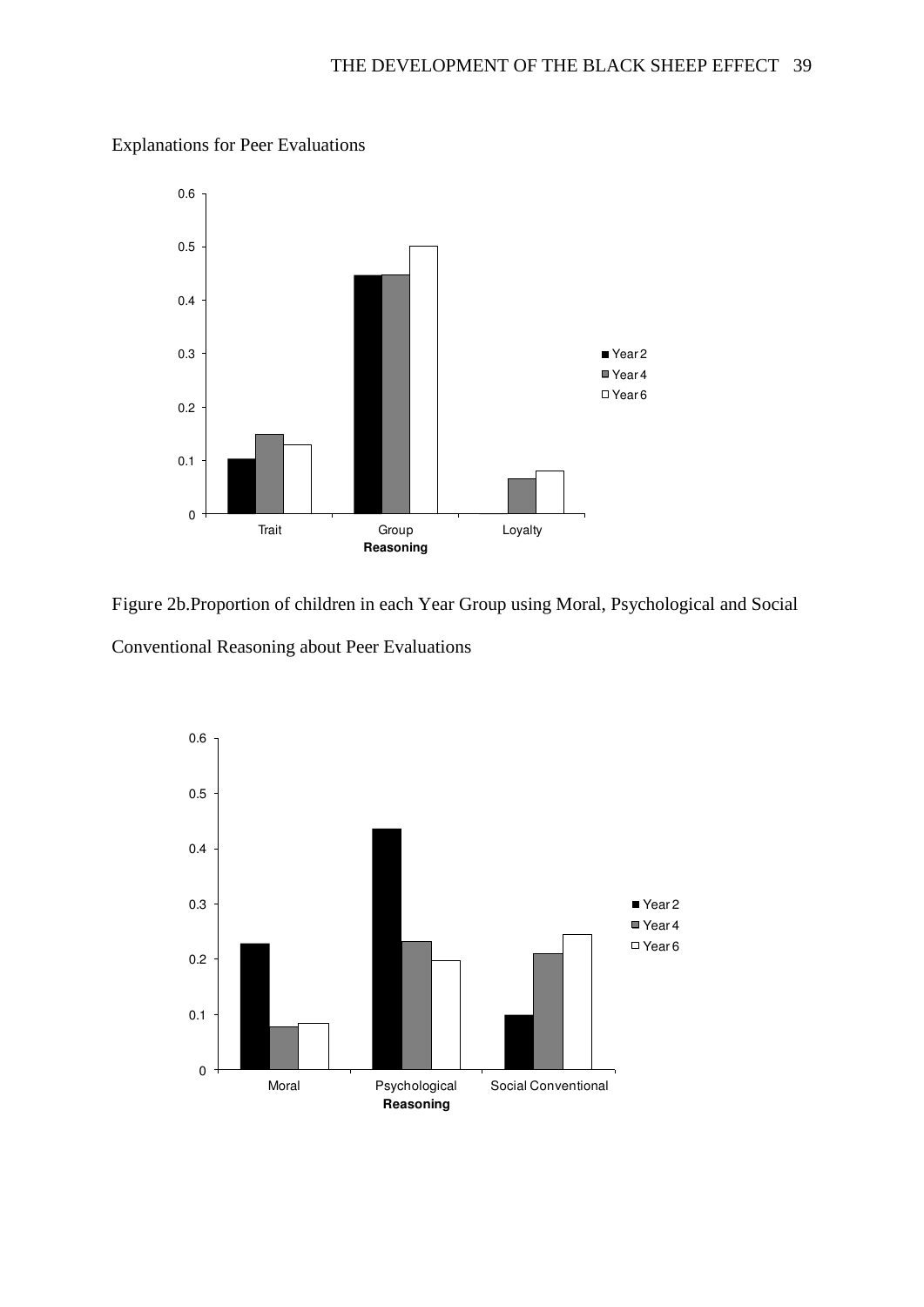Explanations for Peer Evaluations

0.6
0.5
0.4
0.3
0.2
0.1
0

Trait
Group
Loyalty

Reasoning

Year 2
Year 4
Year 6

Figure 2b.Proportion of children in each Year Group using Moral, Psychological and Social Conventional Reasoning about Peer Evaluations

0.6
0.5
0.4
0.3
0.2
0.1
0

Moral
Psychological
Social Conventional

Reasoning

Year 2
Year 4
Year 6